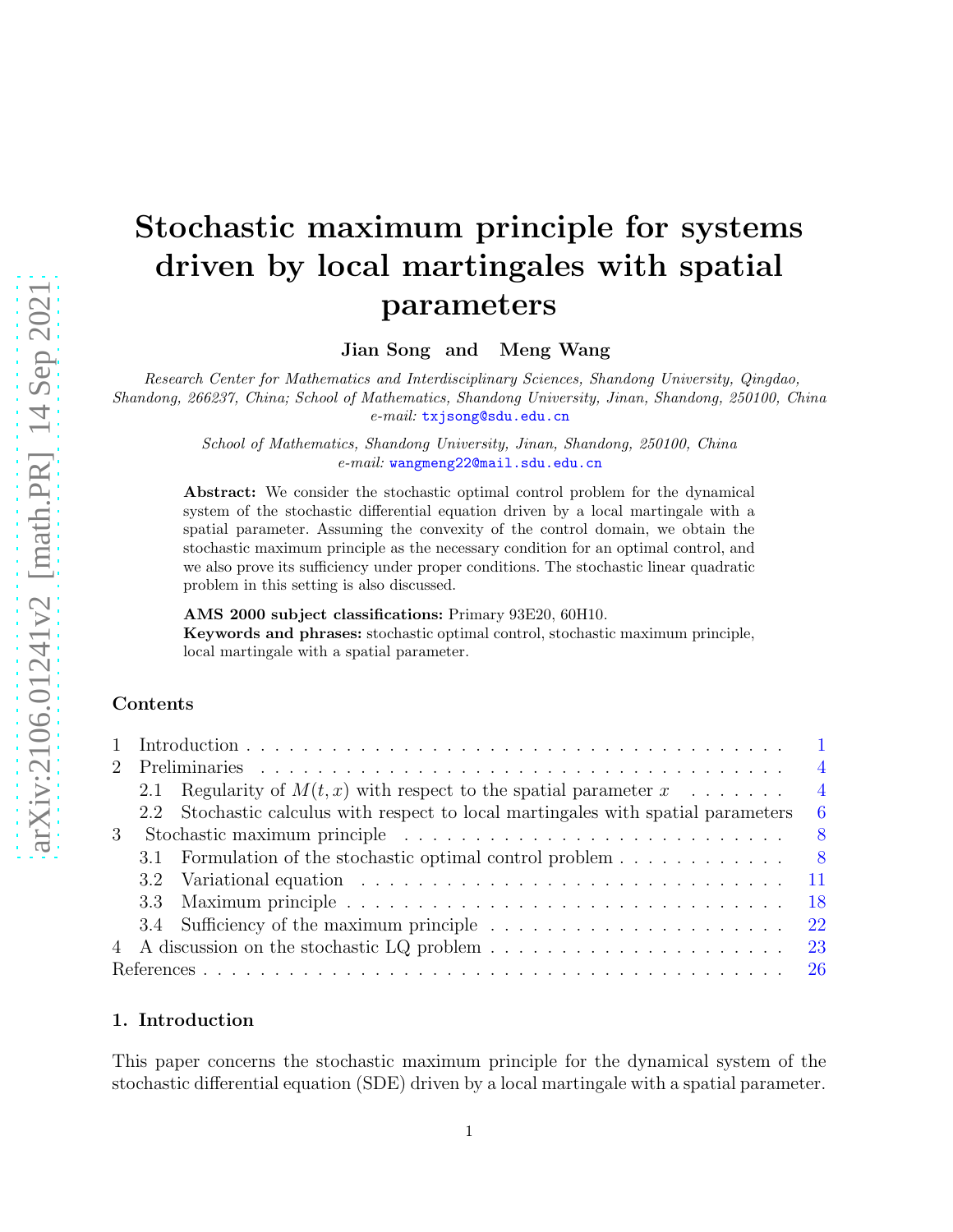# Stochastic maximum principle for systems driven by local martingales with spatial parameters

**Jian Song and Meng Wang**

*Research Center for Mathematics and Interdisciplinary Sciences, Shandong University, Qingdao, Shandong, 266237, China; School of Mathematics, Shandong University, Jinan, Shandong, 250100, China*
*e-mail:* txjsong@sdu.edu.cn

*School of Mathematics, Shandong University, Jinan, Shandong, 250100, China*
*e-mail:* wangmeng22@mail.sdu.edu.cn

**Abstract:** We consider the stochastic optimal control problem for the dynamical system of the stochastic differential equation driven by a local martingale with a spatial parameter. Assuming the convexity of the control domain, we obtain the stochastic maximum principle as the necessary condition for an optimal control, and we also prove its sufficiency under proper conditions. The stochastic linear quadratic problem in this setting is also discussed.

**AMS 2000 subject classifications:** Primary 93E20, 60H10.
**Keywords and phrases:** stochastic optimal control, stochastic maximum principle, local martingale with a spatial parameter.

### Contents

- 1 Introduction . . . 1
- 2 Preliminaries . . . 4
  - 2.1 Regularity of $M(t,x)$ with respect to the spatial parameter $x$ . . . 4
  - 2.2 Stochastic calculus with respect to local martingales with spatial parameters . . . 6
- 3 Stochastic maximum principle . . . 8
  - 3.1 Formulation of the stochastic optimal control problem . . . 8
  - 3.2 Variational equation . . . 11
  - 3.3 Maximum principle . . . 18
  - 3.4 Sufficiency of the maximum principle . . . 22
- 4 A discussion on the stochastic LQ problem . . . 23
- References . . . 26

## 1. Introduction

This paper concerns the stochastic maximum principle for the dynamical system of the stochastic differential equation (SDE) driven by a local martingale with a spatial parameter.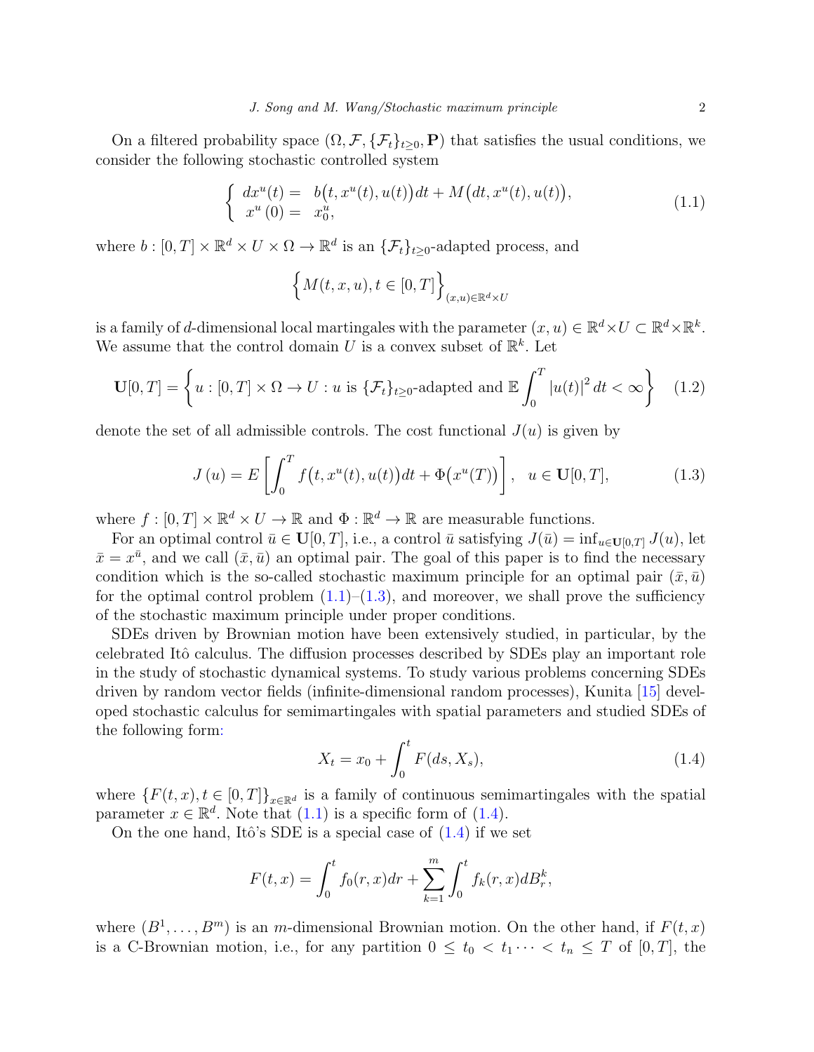On a filtered probability space $(\Omega, \mathcal{F}, \{\mathcal{F}_t\}_{t\geq 0}, \mathbf{P})$ that satisfies the usual conditions, we consider the following stochastic controlled system

$$
\begin{cases} dx^u(t) = & b\big(t, x^u(t), u(t)\big)dt + M\big(dt, x^u(t), u(t)\big), \\ \ x^u(0) = & x_0^u, \end{cases} \tag{1.1}
$$

where $b : [0,T] \times \mathbb{R}^d \times U \times \Omega \to \mathbb{R}^d$ is an $\{\mathcal{F}_t\}_{t\geq 0}$-adapted process, and

$$
\Big\{ M(t,x,u), t \in [0,T] \Big\}_{(x,u)\in\mathbb{R}^d\times U}
$$

is a family of $d$-dimensional local martingales with the parameter $(x,u) \in \mathbb{R}^d \times U \subset \mathbb{R}^d \times \mathbb{R}^k$. We assume that the control domain $U$ is a convex subset of $\mathbb{R}^k$. Let

$$
\mathbf{U}[0,T] = \left\{ u : [0,T] \times \Omega \to U : u \text{ is } \{\mathcal{F}_t\}_{t\geq 0}\text{-adapted and } \mathbb{E}\int_0^T |u(t)|^2 \, dt < \infty \right\} \tag{1.2}
$$

denote the set of all admissible controls. The cost functional $J(u)$ is given by

$$
J(u) = E\left[ \int_0^T f\big(t, x^u(t), u(t)\big)dt + \Phi\big(x^u(T)\big) \right], \quad u \in \mathbf{U}[0,T], \tag{1.3}
$$

where $f : [0,T] \times \mathbb{R}^d \times U \to \mathbb{R}$ and $\Phi : \mathbb{R}^d \to \mathbb{R}$ are measurable functions.

For an optimal control $\bar{u} \in \mathbf{U}[0,T]$, i.e., a control $\bar{u}$ satisfying $J(\bar{u}) = \inf_{u\in\mathbf{U}[0,T]} J(u)$, let $\bar{x} = x^{\bar{u}}$, and we call $(\bar{x}, \bar{u})$ an optimal pair. The goal of this paper is to find the necessary condition which is the so-called stochastic maximum principle for an optimal pair $(\bar{x}, \bar{u})$ for the optimal control problem (1.1)–(1.3), and moreover, we shall prove the sufficiency of the stochastic maximum principle under proper conditions.

SDEs driven by Brownian motion have been extensively studied, in particular, by the celebrated Itô calculus. The diffusion processes described by SDEs play an important role in the study of stochastic dynamical systems. To study various problems concerning SDEs driven by random vector fields (infinite-dimensional random processes), Kunita [15] developed stochastic calculus for semimartingales with spatial parameters and studied SDEs of the following form:

$$
X_t = x_0 + \int_0^t F(ds, X_s), \tag{1.4}
$$

where $\{F(t,x), t \in [0,T]\}_{x\in\mathbb{R}^d}$ is a family of continuous semimartingales with the spatial parameter $x \in \mathbb{R}^d$. Note that (1.1) is a specific form of (1.4).

On the one hand, Itô's SDE is a special case of (1.4) if we set

$$
F(t,x) = \int_0^t f_0(r,x)dr + \sum_{k=1}^m \int_0^t f_k(r,x)dB_r^k,
$$

where $(B^1, \ldots, B^m)$ is an $m$-dimensional Brownian motion. On the other hand, if $F(t,x)$ is a C-Brownian motion, i.e., for any partition $0 \leq t_0 < t_1 \cdots < t_n \leq T$ of $[0,T]$, the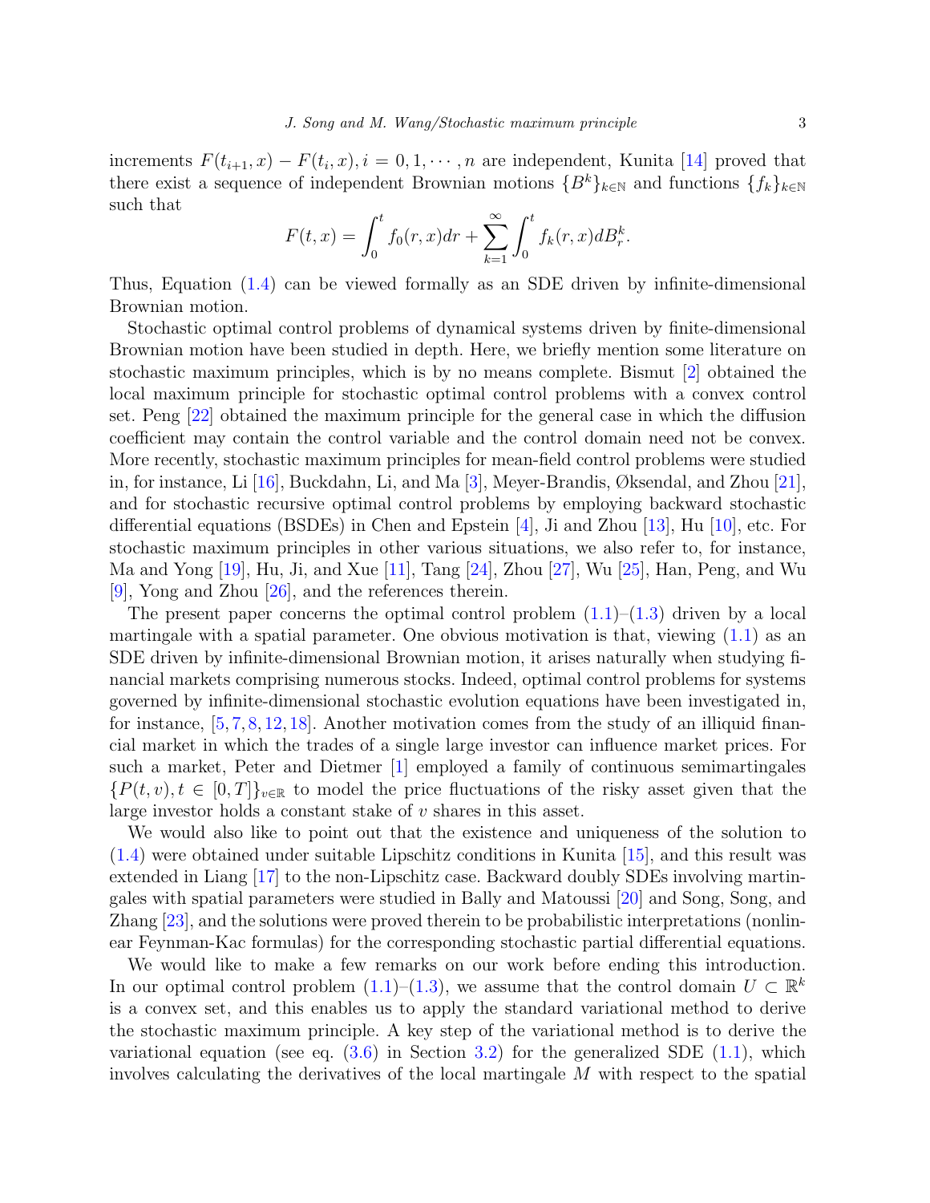increments $F(t_{i+1}, x) - F(t_i, x), i = 0, 1, \cdots, n$ are independent, Kunita [14] proved that there exist a sequence of independent Brownian motions $\{B^k\}_{k\in\mathbb{N}}$ and functions $\{f_k\}_{k\in\mathbb{N}}$ such that

$$F(t, x) = \int_0^t f_0(r, x)dr + \sum_{k=1}^{\infty} \int_0^t f_k(r, x)dB_r^k.$$

Thus, Equation (1.4) can be viewed formally as an SDE driven by infinite-dimensional Brownian motion.

Stochastic optimal control problems of dynamical systems driven by finite-dimensional Brownian motion have been studied in depth. Here, we briefly mention some literature on stochastic maximum principles, which is by no means complete. Bismut [2] obtained the local maximum principle for stochastic optimal control problems with a convex control set. Peng [22] obtained the maximum principle for the general case in which the diffusion coefficient may contain the control variable and the control domain need not be convex. More recently, stochastic maximum principles for mean-field control problems were studied in, for instance, Li [16], Buckdahn, Li, and Ma [3], Meyer-Brandis, Øksendal, and Zhou [21], and for stochastic recursive optimal control problems by employing backward stochastic differential equations (BSDEs) in Chen and Epstein [4], Ji and Zhou [13], Hu [10], etc. For stochastic maximum principles in other various situations, we also refer to, for instance, Ma and Yong [19], Hu, Ji, and Xue [11], Tang [24], Zhou [27], Wu [25], Han, Peng, and Wu [9], Yong and Zhou [26], and the references therein.

The present paper concerns the optimal control problem (1.1)–(1.3) driven by a local martingale with a spatial parameter. One obvious motivation is that, viewing (1.1) as an SDE driven by infinite-dimensional Brownian motion, it arises naturally when studying financial markets comprising numerous stocks. Indeed, optimal control problems for systems governed by infinite-dimensional stochastic evolution equations have been investigated in, for instance, [5, 7, 8, 12, 18]. Another motivation comes from the study of an illiquid financial market in which the trades of a single large investor can influence market prices. For such a market, Peter and Dietmer [1] employed a family of continuous semimartingales $\{P(t, v), t \in [0, T]\}_{v\in\mathbb{R}}$ to model the price fluctuations of the risky asset given that the large investor holds a constant stake of $v$ shares in this asset.

We would also like to point out that the existence and uniqueness of the solution to (1.4) were obtained under suitable Lipschitz conditions in Kunita [15], and this result was extended in Liang [17] to the non-Lipschitz case. Backward doubly SDEs involving martingales with spatial parameters were studied in Bally and Matoussi [20] and Song, Song, and Zhang [23], and the solutions were proved therein to be probabilistic interpretations (nonlinear Feynman-Kac formulas) for the corresponding stochastic partial differential equations.

We would like to make a few remarks on our work before ending this introduction. In our optimal control problem (1.1)–(1.3), we assume that the control domain $U \subset \mathbb{R}^k$ is a convex set, and this enables us to apply the standard variational method to derive the stochastic maximum principle. A key step of the variational method is to derive the variational equation (see eq. (3.6) in Section 3.2) for the generalized SDE (1.1), which involves calculating the derivatives of the local martingale $M$ with respect to the spatial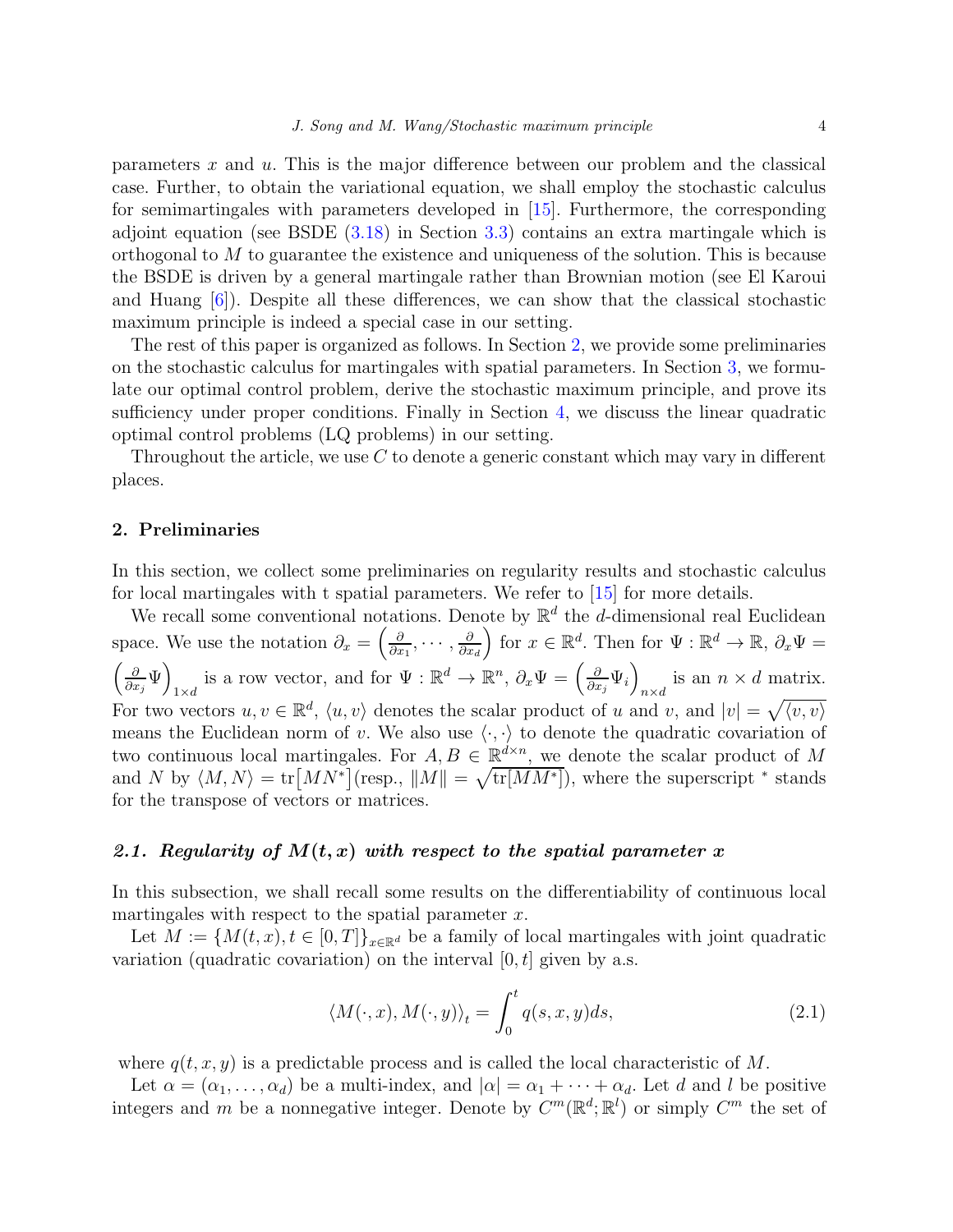parameters $x$ and $u$. This is the major difference between our problem and the classical case. Further, to obtain the variational equation, we shall employ the stochastic calculus for semimartingales with parameters developed in [15]. Furthermore, the corresponding adjoint equation (see BSDE (3.18) in Section 3.3) contains an extra martingale which is orthogonal to $M$ to guarantee the existence and uniqueness of the solution. This is because the BSDE is driven by a general martingale rather than Brownian motion (see El Karoui and Huang [6]). Despite all these differences, we can show that the classical stochastic maximum principle is indeed a special case in our setting.

The rest of this paper is organized as follows. In Section 2, we provide some preliminaries on the stochastic calculus for martingales with spatial parameters. In Section 3, we formulate our optimal control problem, derive the stochastic maximum principle, and prove its sufficiency under proper conditions. Finally in Section 4, we discuss the linear quadratic optimal control problems (LQ problems) in our setting.

Throughout the article, we use $C$ to denote a generic constant which may vary in different places.

## 2. Preliminaries

In this section, we collect some preliminaries on regularity results and stochastic calculus for local martingales with t spatial parameters. We refer to [15] for more details.

We recall some conventional notations. Denote by $\mathbb{R}^d$ the $d$-dimensional real Euclidean space. We use the notation $\partial_x = \left(\frac{\partial}{\partial x_1}, \cdots, \frac{\partial}{\partial x_d}\right)$ for $x \in \mathbb{R}^d$. Then for $\Psi : \mathbb{R}^d \to \mathbb{R}$, $\partial_x \Psi = \left(\frac{\partial}{\partial x_j}\Psi\right)_{1\times d}$ is a row vector, and for $\Psi : \mathbb{R}^d \to \mathbb{R}^n$, $\partial_x \Psi = \left(\frac{\partial}{\partial x_j}\Psi_i\right)_{n\times d}$ is an $n \times d$ matrix. For two vectors $u, v \in \mathbb{R}^d$, $\langle u, v\rangle$ denotes the scalar product of $u$ and $v$, and $|v| = \sqrt{\langle v, v\rangle}$ means the Euclidean norm of $v$. We also use $\langle \cdot, \cdot \rangle$ to denote the quadratic covariation of two continuous local martingales. For $A, B \in \mathbb{R}^{d\times n}$, we denote the scalar product of $M$ and $N$ by $\langle M, N\rangle = \mathrm{tr}\big[MN^*\big]$(resp., $\|M\| = \sqrt{\mathrm{tr}[MM^*]}$), where the superscript $^*$ stands for the transpose of vectors or matrices.

### *2.1. Regularity of $M(t, x)$ with respect to the spatial parameter $x$*

In this subsection, we shall recall some results on the differentiability of continuous local martingales with respect to the spatial parameter $x$.

Let $M := \{M(t, x), t \in [0, T]\}_{x\in\mathbb{R}^d}$ be a family of local martingales with joint quadratic variation (quadratic covariation) on the interval $[0, t]$ given by a.s.

$$\langle M(\cdot, x), M(\cdot, y)\rangle_t = \int_0^t q(s, x, y)ds, \tag{2.1}$$

where $q(t, x, y)$ is a predictable process and is called the local characteristic of $M$.

Let $\alpha = (\alpha_1, \ldots, \alpha_d)$ be a multi-index, and $|\alpha| = \alpha_1 + \cdots + \alpha_d$. Let $d$ and $l$ be positive integers and $m$ be a nonnegative integer. Denote by $C^m(\mathbb{R}^d; \mathbb{R}^l)$ or simply $C^m$ the set of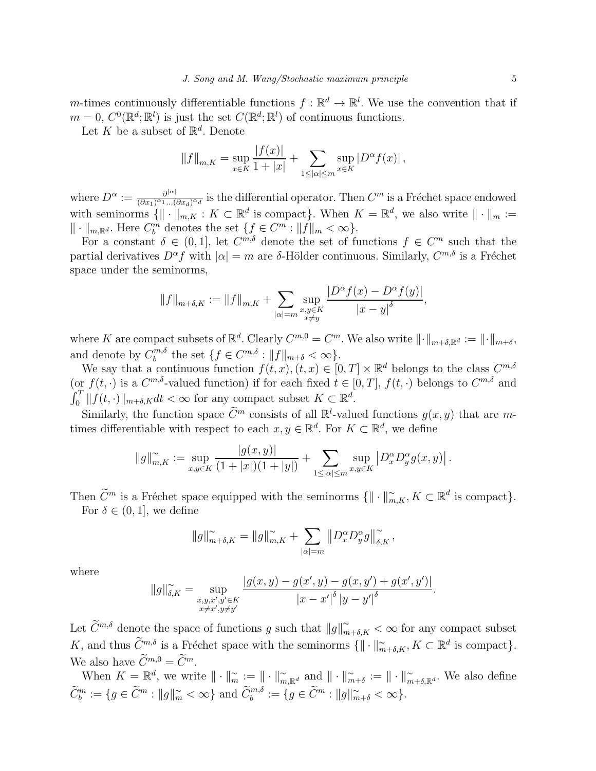$m$-times continuously differentiable functions $f : \mathbb{R}^d \to \mathbb{R}^l$. We use the convention that if $m = 0$, $C^0(\mathbb{R}^d; \mathbb{R}^l)$ is just the set $C(\mathbb{R}^d; \mathbb{R}^l)$ of continuous functions.

Let $K$ be a subset of $\mathbb{R}^d$. Denote

$$\|f\|_{m,K} = \sup_{x \in K} \frac{|f(x)|}{1+|x|} + \sum_{1 \le |\alpha| \le m} \sup_{x \in K} |D^\alpha f(x)|,$$

where $D^\alpha := \frac{\partial^{|\alpha|}}{(\partial x_1)^{\alpha_1} \dots (\partial x_d)^{\alpha_d}}$ is the differential operator. Then $C^m$ is a Fréchet space endowed with seminorms $\{\| \cdot \|_{m,K} : K \subset \mathbb{R}^d \text{ is compact}\}$. When $K = \mathbb{R}^d$, we also write $\| \cdot \|_m := \| \cdot \|_{m,\mathbb{R}^d}$. Here $C_b^m$ denotes the set $\{f \in C^m : \|f\|_m < \infty\}$.

For a constant $\delta \in (0, 1]$, let $C^{m,\delta}$ denote the set of functions $f \in C^m$ such that the partial derivatives $D^\alpha f$ with $|\alpha| = m$ are $\delta$-Hölder continuous. Similarly, $C^{m,\delta}$ is a Fréchet space under the seminorms,

$$\|f\|_{m+\delta,K} := \|f\|_{m,K} + \sum_{|\alpha|=m} \sup_{\substack{x,y \in K \\ x \ne y}} \frac{|D^\alpha f(x) - D^\alpha f(y)|}{|x-y|^\delta},$$

where $K$ are compact subsets of $\mathbb{R}^d$. Clearly $C^{m,0} = C^m$. We also write $\|\cdot\|_{m+\delta,\mathbb{R}^d} := \|\cdot\|_{m+\delta}$, and denote by $C_b^{m,\delta}$ the set $\{f \in C^{m,\delta} : \|f\|_{m+\delta} < \infty\}$.

We say that a continuous function $f(t,x), (t,x) \in [0,T] \times \mathbb{R}^d$ belongs to the class $C^{m,\delta}$ (or $f(t,\cdot)$ is a $C^{m,\delta}$-valued function) if for each fixed $t \in [0,T]$, $f(t,\cdot)$ belongs to $C^{m,\delta}$ and $\int_0^T \|f(t,\cdot)\|_{m+\delta,K} dt < \infty$ for any compact subset $K \subset \mathbb{R}^d$.

Similarly, the function space $\widetilde{C}^m$ consists of all $\mathbb{R}^l$-valued functions $g(x,y)$ that are $m$-times differentiable with respect to each $x, y \in \mathbb{R}^d$. For $K \subset \mathbb{R}^d$, we define

$$\|g\|^\sim_{m,K} := \sup_{x,y \in K} \frac{|g(x,y)|}{(1+|x|)(1+|y|)} + \sum_{1 \le |\alpha| \le m} \sup_{x,y \in K} \left| D_x^\alpha D_y^\alpha g(x,y) \right|.$$

Then $\widetilde{C}^m$ is a Fréchet space equipped with the seminorms $\{\| \cdot \|^\sim_{m,K}, K \subset \mathbb{R}^d \text{ is compact}\}$.

For $\delta \in (0, 1]$, we define

$$\|g\|^\sim_{m+\delta,K} = \|g\|^\sim_{m,K} + \sum_{|\alpha|=m} \left\| D_x^\alpha D_y^\alpha g \right\|^\sim_{\delta,K},$$

where

$$\|g\|^\sim_{\delta,K} = \sup_{\substack{x,y,x',y' \in K \\ x \ne x', y \ne y'}} \frac{|g(x,y) - g(x',y) - g(x,y') + g(x',y')|}{|x-x'|^\delta |y-y'|^\delta}.$$

Let $\widetilde{C}^{m,\delta}$ denote the space of functions $g$ such that $\|g\|^\sim_{m+\delta,K} < \infty$ for any compact subset $K$, and thus $\widetilde{C}^{m,\delta}$ is a Fréchet space with the seminorms $\{\| \cdot \|^\sim_{m+\delta,K}, K \subset \mathbb{R}^d \text{ is compact}\}$. We also have $\widetilde{C}^{m,0} = \widetilde{C}^m$.

When $K = \mathbb{R}^d$, we write $\| \cdot \|^\sim_m := \| \cdot \|^\sim_{m,\mathbb{R}^d}$ and $\| \cdot \|^\sim_{m+\delta} := \| \cdot \|^\sim_{m+\delta,\mathbb{R}^d}$. We also define $\widetilde{C}_b^m := \{g \in \widetilde{C}^m : \|g\|^\sim_m < \infty\}$ and $\widetilde{C}_b^{m,\delta} := \{g \in \widetilde{C}^m : \|g\|^\sim_{m+\delta} < \infty\}$.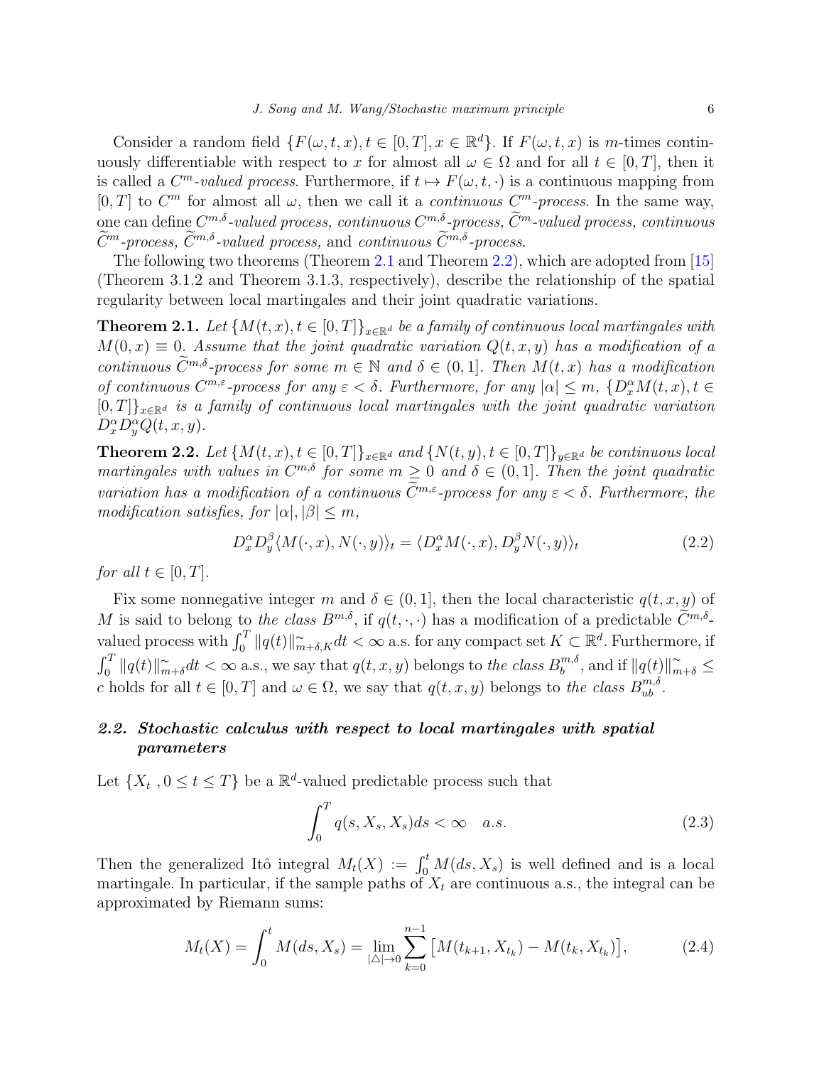Consider a random field $\{F(\omega, t, x), t \in [0, T], x \in \mathbb{R}^d\}$. If $F(\omega, t, x)$ is $m$-times continuously differentiable with respect to $x$ for almost all $\omega \in \Omega$ and for all $t \in [0, T]$, then it is called a *$C^m$-valued process*. Furthermore, if $t \mapsto F(\omega, t, \cdot)$ is a continuous mapping from $[0, T]$ to $C^m$ for almost all $\omega$, then we call it a *continuous $C^m$-process*. In the same way, one can define *$C^{m,\delta}$-valued process, continuous $C^{m,\delta}$-process, $\widetilde{C}^m$-valued process, continuous $\widetilde{C}^m$-process, $\widetilde{C}^{m,\delta}$-valued process,* and *continuous $\widetilde{C}^{m,\delta}$-process.*

The following two theorems (Theorem 2.1 and Theorem 2.2), which are adopted from [15] (Theorem 3.1.2 and Theorem 3.1.3, respectively), describe the relationship of the spatial regularity between local martingales and their joint quadratic variations.

**Theorem 2.1.** *Let $\{M(t, x), t \in [0, T]\}_{x\in\mathbb{R}^d}$ be a family of continuous local martingales with $M(0, x) \equiv 0$. Assume that the joint quadratic variation $Q(t, x, y)$ has a modification of a continuous $\widetilde{C}^{m,\delta}$-process for some $m \in \mathbb{N}$ and $\delta \in (0, 1]$. Then $M(t, x)$ has a modification of continuous $C^{m,\varepsilon}$-process for any $\varepsilon < \delta$. Furthermore, for any $|\alpha| \leq m$, $\{D^\alpha_x M(t, x), t \in [0, T]\}_{x\in\mathbb{R}^d}$ is a family of continuous local martingales with the joint quadratic variation $D^\alpha_x D^\alpha_y Q(t, x, y)$.*

**Theorem 2.2.** *Let $\{M(t, x), t \in [0, T]\}_{x\in\mathbb{R}^d}$ and $\{N(t, y), t \in [0, T]\}_{y\in\mathbb{R}^d}$ be continuous local martingales with values in $C^{m,\delta}$ for some $m \geq 0$ and $\delta \in (0, 1]$. Then the joint quadratic variation has a modification of a continuous $\widetilde{C}^{m,\varepsilon}$-process for any $\varepsilon < \delta$. Furthermore, the modification satisfies, for $|\alpha|, |\beta| \leq m$,*

$$D^\alpha_x D^\beta_y \langle M(\cdot, x), N(\cdot, y)\rangle_t = \langle D^\alpha_x M(\cdot, x), D^\beta_y N(\cdot, y)\rangle_t \tag{2.2}$$

*for all $t \in [0, T]$.*

Fix some nonnegative integer $m$ and $\delta \in (0, 1]$, then the local characteristic $q(t, x, y)$ of $M$ is said to belong to *the class $B^{m,\delta}$*, if $q(t, \cdot, \cdot)$ has a modification of a predictable $\widetilde{C}^{m,\delta}$-valued process with $\int_0^T \|q(t)\|^{\sim}_{m+\delta,K} dt < \infty$ a.s. for any compact set $K \subset \mathbb{R}^d$. Furthermore, if $\int_0^T \|q(t)\|^{\sim}_{m+\delta} dt < \infty$ a.s., we say that $q(t, x, y)$ belongs to *the class $B^{m,\delta}_b$*, and if $\|q(t)\|^{\sim}_{m+\delta} \leq c$ holds for all $t \in [0, T]$ and $\omega \in \Omega$, we say that $q(t, x, y)$ belongs to *the class $B^{m,\delta}_{ub}$*.

### *2.2. Stochastic calculus with respect to local martingales with spatial parameters*

Let $\{X_t\ , 0 \leq t \leq T\}$ be a $\mathbb{R}^d$-valued predictable process such that

$$\int_0^T q(s, X_s, X_s) ds < \infty \quad a.s. \tag{2.3}$$

Then the generalized Itô integral $M_t(X) := \int_0^t M(ds, X_s)$ is well defined and is a local martingale. In particular, if the sample paths of $X_t$ are continuous a.s., the integral can be approximated by Riemann sums:

$$M_t(X) = \int_0^t M(ds, X_s) = \lim_{|\triangle|\to 0} \sum_{k=0}^{n-1} \big[M(t_{k+1}, X_{t_k}) - M(t_k, X_{t_k})\big], \tag{2.4}$$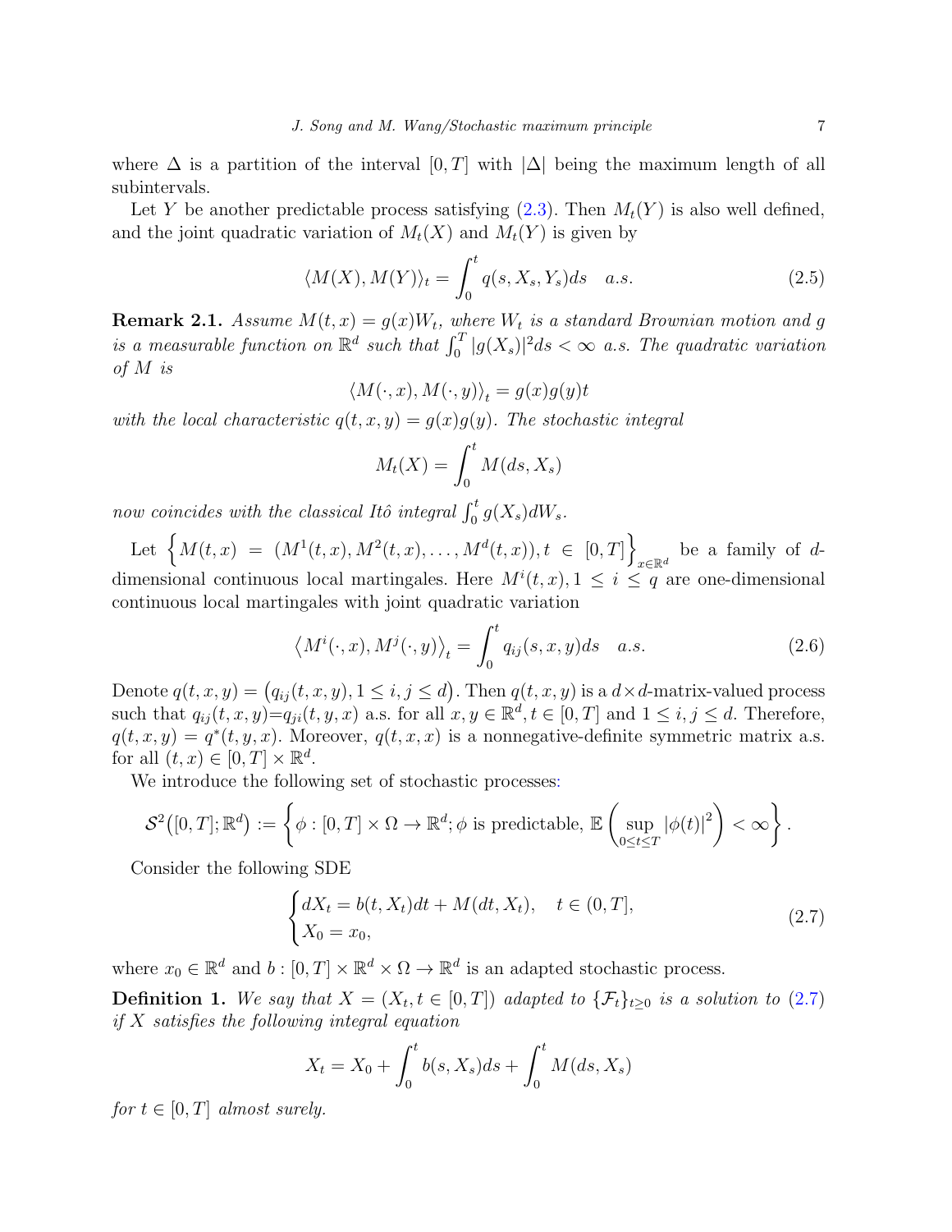where $\Delta$ is a partition of the interval $[0,T]$ with $|\Delta|$ being the maximum length of all subintervals.

Let $Y$ be another predictable process satisfying (2.3). Then $M_t(Y)$ is also well defined, and the joint quadratic variation of $M_t(X)$ and $M_t(Y)$ is given by

$$\langle M(X), M(Y)\rangle_t = \int_0^t q(s, X_s, Y_s) ds \quad a.s. \tag{2.5}$$

**Remark 2.1.** *Assume $M(t,x) = g(x)W_t$, where $W_t$ is a standard Brownian motion and $g$ is a measurable function on $\mathbb{R}^d$ such that $\int_0^T |g(X_s)|^2 ds < \infty$ a.s. The quadratic variation of $M$ is*

$$\langle M(\cdot, x), M(\cdot, y)\rangle_t = g(x)g(y)t$$

*with the local characteristic $q(t,x,y) = g(x)g(y)$. The stochastic integral*

$$M_t(X) = \int_0^t M(ds, X_s)$$

*now coincides with the classical Itô integral $\int_0^t g(X_s)dW_s$.*

Let $\left\{M(t,x) = (M^1(t,x), M^2(t,x), \ldots, M^d(t,x)), t \in [0,T]\right\}_{x\in\mathbb{R}^d}$ be a family of $d$-dimensional continuous local martingales. Here $M^i(t,x), 1 \le i \le q$ are one-dimensional continuous local martingales with joint quadratic variation

$$\left\langle M^i(\cdot, x), M^j(\cdot, y)\right\rangle_t = \int_0^t q_{ij}(s, x, y) ds \quad a.s. \tag{2.6}$$

Denote $q(t,x,y) = \left(q_{ij}(t,x,y), 1 \le i,j \le d\right)$. Then $q(t,x,y)$ is a $d \times d$-matrix-valued process such that $q_{ij}(t,x,y) = q_{ji}(t,y,x)$ a.s. for all $x, y \in \mathbb{R}^d, t \in [0,T]$ and $1 \le i,j \le d$. Therefore, $q(t,x,y) = q^*(t,y,x)$. Moreover, $q(t,x,x)$ is a nonnegative-definite symmetric matrix a.s. for all $(t,x) \in [0,T] \times \mathbb{R}^d$.

We introduce the following set of stochastic processes:

$$\mathcal{S}^2\big([0,T];\mathbb{R}^d\big) := \left\{\phi : [0,T] \times \Omega \to \mathbb{R}^d; \phi \text{ is predictable}, \mathbb{E}\left(\sup_{0\le t\le T} |\phi(t)|^2\right) < \infty\right\}.$$

Consider the following SDE

$$\begin{cases} dX_t = b(t, X_t)dt + M(dt, X_t), & t \in (0,T], \\ X_0 = x_0, \end{cases} \tag{2.7}$$

where $x_0 \in \mathbb{R}^d$ and $b : [0,T] \times \mathbb{R}^d \times \Omega \to \mathbb{R}^d$ is an adapted stochastic process.

**Definition 1.** *We say that $X = (X_t, t \in [0,T])$ adapted to $\{\mathcal{F}_t\}_{t\ge 0}$ is a solution to (2.7) if $X$ satisfies the following integral equation*

$$X_t = X_0 + \int_0^t b(s, X_s)ds + \int_0^t M(ds, X_s)$$

*for $t \in [0,T]$ almost surely.*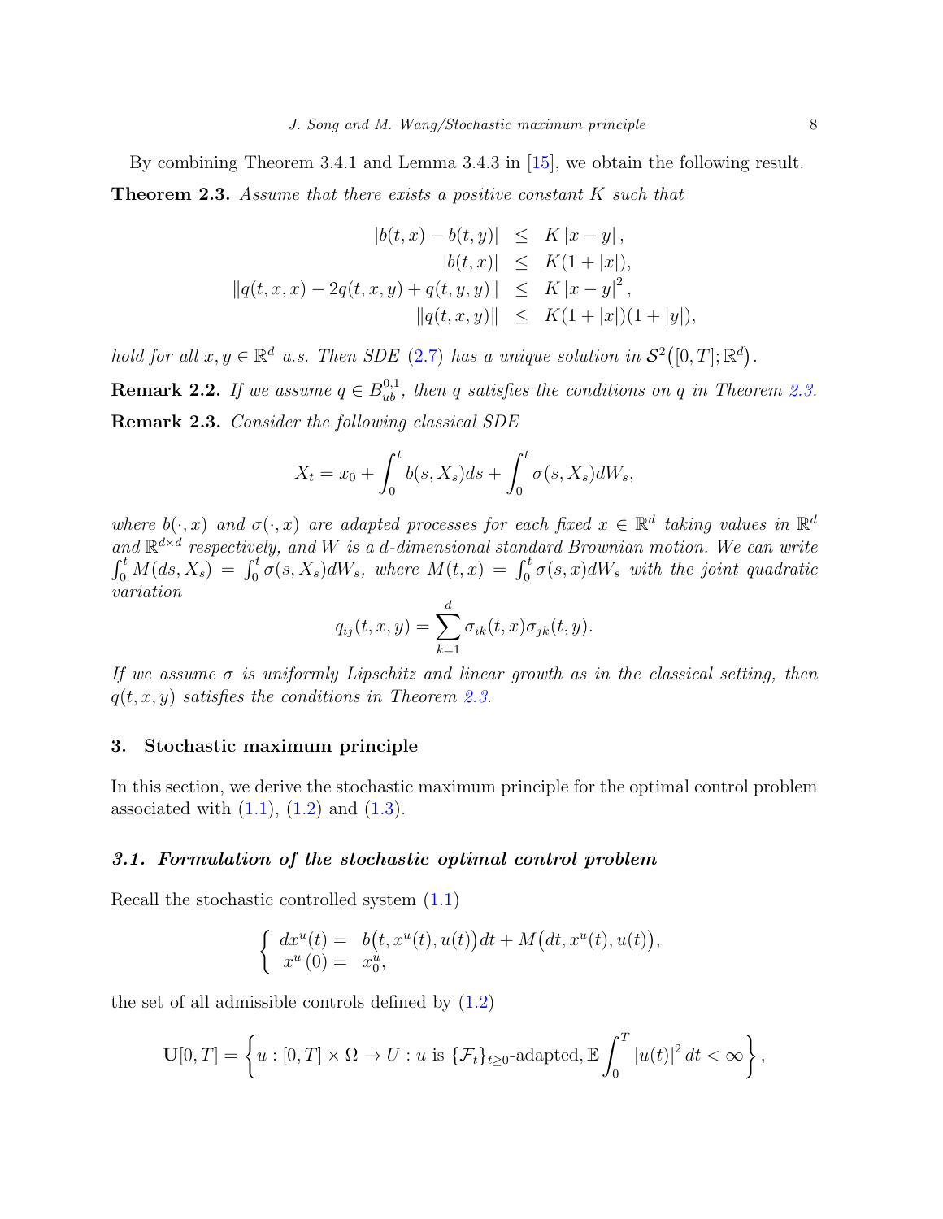By combining Theorem 3.4.1 and Lemma 3.4.3 in [15], we obtain the following result.

**Theorem 2.3.** *Assume that there exists a positive constant $K$ such that*

$$
\begin{aligned}
|b(t,x) - b(t,y)| &\leq K|x-y|, \\
|b(t,x)| &\leq K(1+|x|), \\
\|q(t,x,x) - 2q(t,x,y) + q(t,y,y)\| &\leq K|x-y|^2, \\
\|q(t,x,y)\| &\leq K(1+|x|)(1+|y|),
\end{aligned}
$$

*hold for all $x, y \in \mathbb{R}^d$ a.s. Then SDE (2.7) has a unique solution in $\mathcal{S}^2\big([0,T];\mathbb{R}^d\big)$.*

**Remark 2.2.** *If we assume $q \in B_{ub}^{0,1}$, then $q$ satisfies the conditions on $q$ in Theorem 2.3.*

**Remark 2.3.** *Consider the following classical SDE*

$$
X_t = x_0 + \int_0^t b(s, X_s)ds + \int_0^t \sigma(s, X_s)dW_s,
$$

*where $b(\cdot, x)$ and $\sigma(\cdot, x)$ are adapted processes for each fixed $x \in \mathbb{R}^d$ taking values in $\mathbb{R}^d$ and $\mathbb{R}^{d\times d}$ respectively, and $W$ is a $d$-dimensional standard Brownian motion. We can write $\int_0^t M(ds, X_s) = \int_0^t \sigma(s, X_s)dW_s$, where $M(t,x) = \int_0^t \sigma(s,x)dW_s$ with the joint quadratic variation*

$$
q_{ij}(t,x,y) = \sum_{k=1}^d \sigma_{ik}(t,x)\sigma_{jk}(t,y).
$$

*If we assume $\sigma$ is uniformly Lipschitz and linear growth as in the classical setting, then $q(t,x,y)$ satisfies the conditions in Theorem 2.3.*

## 3. Stochastic maximum principle

In this section, we derive the stochastic maximum principle for the optimal control problem associated with (1.1), (1.2) and (1.3).

### 3.1. Formulation of the stochastic optimal control problem

Recall the stochastic controlled system (1.1)

$$
\begin{cases}
dx^u(t) = & b\big(t, x^u(t), u(t)\big)dt + M\big(dt, x^u(t), u(t)\big), \\
x^u(0) = & x_0^u,
\end{cases}
$$

the set of all admissible controls defined by (1.2)

$$
\mathbf{U}[0,T] = \left\{ u : [0,T]\times\Omega \to U : u \text{ is } \{\mathcal{F}_t\}_{t\geq 0}\text{-adapted}, \mathbb{E}\int_0^T |u(t)|^2\, dt < \infty \right\},
$$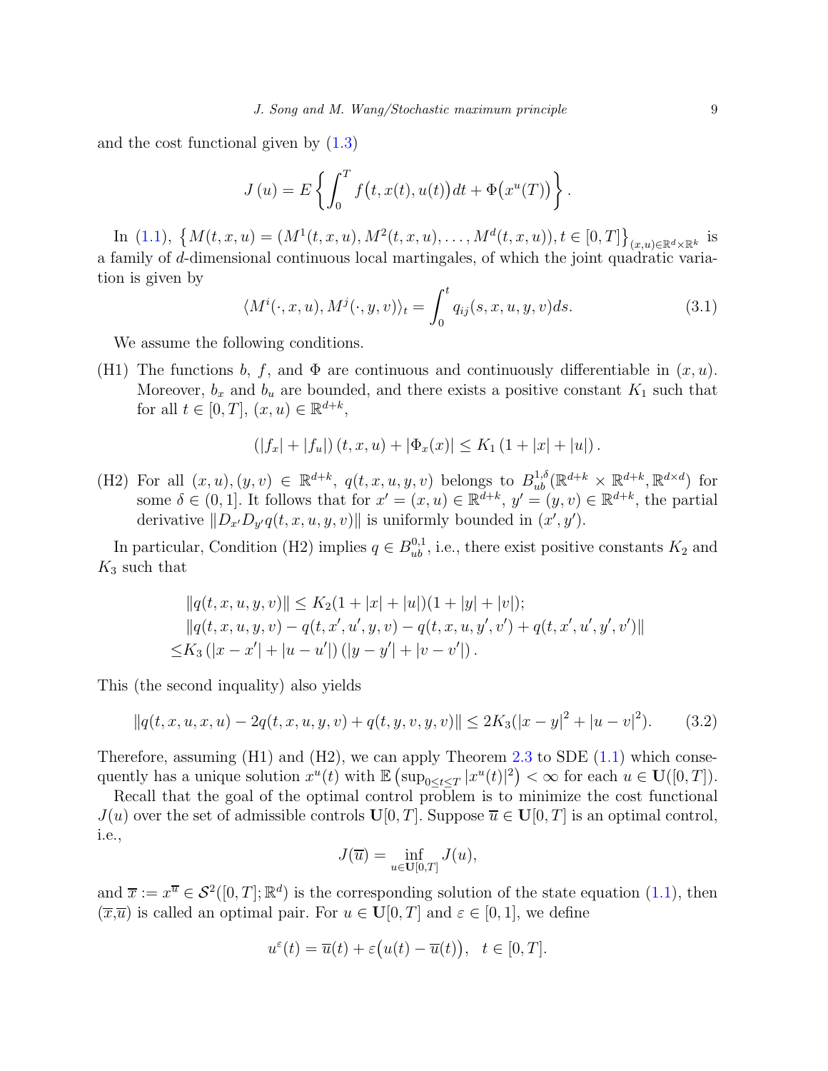and the cost functional given by (1.3)

$$J(u) = E\left\{ \int_0^T f\big(t, x(t), u(t)\big)dt + \Phi\big(x^u(T)\big) \right\}.$$

In (1.1), $\left\{M(t,x,u) = (M^1(t,x,u), M^2(t,x,u), \ldots, M^d(t,x,u)), t \in [0,T]\right\}_{(x,u)\in\mathbb{R}^d\times\mathbb{R}^k}$ is a family of $d$-dimensional continuous local martingales, of which the joint quadratic variation is given by

$$\langle M^i(\cdot, x, u), M^j(\cdot, y, v)\rangle_t = \int_0^t q_{ij}(s, x, u, y, v)ds. \tag{3.1}$$

We assume the following conditions.

(H1) The functions $b$, $f$, and $\Phi$ are continuous and continuously differentiable in $(x,u)$. Moreover, $b_x$ and $b_u$ are bounded, and there exists a positive constant $K_1$ such that for all $t \in [0,T]$, $(x,u) \in \mathbb{R}^{d+k}$,

$$\left(|f_x| + |f_u|\right)(t,x,u) + |\Phi_x(x)| \le K_1\left(1 + |x| + |u|\right).$$

(H2) For all $(x,u), (y,v) \in \mathbb{R}^{d+k}$, $q(t,x,u,y,v)$ belongs to $B^{1,\delta}_{ub}(\mathbb{R}^{d+k}\times\mathbb{R}^{d+k}, \mathbb{R}^{d\times d})$ for some $\delta \in (0,1]$. It follows that for $x' = (x,u) \in \mathbb{R}^{d+k}$, $y' = (y,v) \in \mathbb{R}^{d+k}$, the partial derivative $\|D_{x'}D_{y'}q(t,x,u,y,v)\|$ is uniformly bounded in $(x', y')$.

In particular, Condition (H2) implies $q \in B^{0,1}_{ub}$, i.e., there exist positive constants $K_2$ and $K_3$ such that

$$\begin{aligned}
&\|q(t,x,u,y,v)\| \le K_2(1+|x|+|u|)(1+|y|+|v|);\\
&\|q(t,x,u,y,v) - q(t,x',u',y,v) - q(t,x,u,y',v') + q(t,x',u',y',v')\|\\
\le& K_3\left(|x-x'| + |u-u'|\right)\left(|y-y'| + |v-v'|\right).
\end{aligned}$$

This (the second inquality) also yields

$$\|q(t,x,u,x,u) - 2q(t,x,u,y,v) + q(t,y,v,y,v)\| \le 2K_3(|x-y|^2 + |u-v|^2). \tag{3.2}$$

Therefore, assuming (H1) and (H2), we can apply Theorem 2.3 to SDE (1.1) which consequently has a unique solution $x^u(t)$ with $\mathbb{E}\left(\sup_{0\le t\le T}|x^u(t)|^2\right) < \infty$ for each $u \in \mathbf{U}([0,T])$.

Recall that the goal of the optimal control problem is to minimize the cost functional $J(u)$ over the set of admissible controls $\mathbf{U}[0,T]$. Suppose $\overline{u} \in \mathbf{U}[0,T]$ is an optimal control, i.e.,

$$J(\overline{u}) = \inf_{u\in\mathbf{U}[0,T]} J(u),$$

and $\overline{x} := x^{\overline{u}} \in \mathcal{S}^2([0,T];\mathbb{R}^d)$ is the corresponding solution of the state equation (1.1), then $(\overline{x}, \overline{u})$ is called an optimal pair. For $u \in \mathbf{U}[0,T]$ and $\varepsilon \in [0,1]$, we define

$$u^\varepsilon(t) = \overline{u}(t) + \varepsilon\big(u(t) - \overline{u}(t)\big), \quad t \in [0,T].$$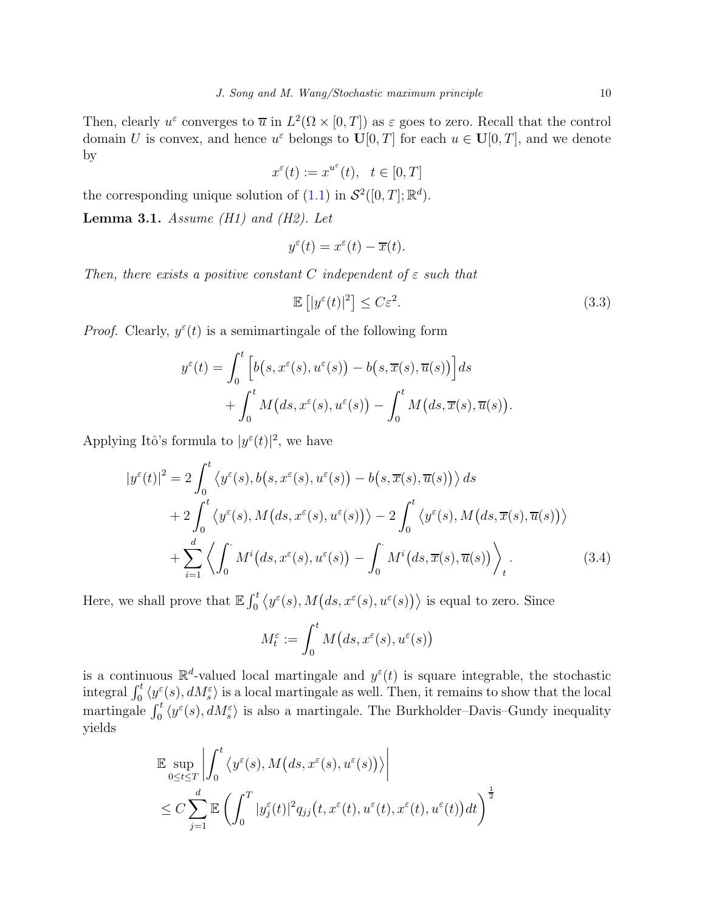Then, clearly $u^\varepsilon$ converges to $\overline{u}$ in $L^2(\Omega \times [0,T])$ as $\varepsilon$ goes to zero. Recall that the control domain $U$ is convex, and hence $u^\varepsilon$ belongs to $\mathbf{U}[0,T]$ for each $u \in \mathbf{U}[0,T]$, and we denote by

$$x^\varepsilon(t) := x^{u^\varepsilon}(t), \quad t \in [0,T]$$

the corresponding unique solution of (1.1) in $\mathcal{S}^2([0,T];\mathbb{R}^d)$.

**Lemma 3.1.** *Assume (H1) and (H2). Let*

$$y^\varepsilon(t) = x^\varepsilon(t) - \overline{x}(t).$$

*Then, there exists a positive constant $C$ independent of $\varepsilon$ such that*

$$\mathbb{E}\left[|y^\varepsilon(t)|^2\right] \le C\varepsilon^2. \tag{3.3}$$

*Proof.* Clearly, $y^\varepsilon(t)$ is a semimartingale of the following form

$$\begin{aligned} y^\varepsilon(t) = &\int_0^t \Big[ b\big(s, x^\varepsilon(s), u^\varepsilon(s)\big) - b\big(s, \overline{x}(s), \overline{u}(s)\big)\Big] ds \\ &+ \int_0^t M\big(ds, x^\varepsilon(s), u^\varepsilon(s)\big) - \int_0^t M\big(ds, \overline{x}(s), \overline{u}(s)\big). \end{aligned}$$

Applying Itô's formula to $|y^\varepsilon(t)|^2$, we have

$$\begin{aligned} |y^\varepsilon(t)|^2 = &\, 2\int_0^t \left\langle y^\varepsilon(s), b\big(s, x^\varepsilon(s), u^\varepsilon(s)\big) - b\big(s, \overline{x}(s), \overline{u}(s)\big)\right\rangle ds \\ &+ 2\int_0^t \left\langle y^\varepsilon(s), M\big(ds, x^\varepsilon(s), u^\varepsilon(s)\big)\right\rangle - 2\int_0^t \left\langle y^\varepsilon(s), M\big(ds, \overline{x}(s), \overline{u}(s)\big)\right\rangle \\ &+ \sum_{i=1}^d \left\langle \int_0^\cdot M^i\big(ds, x^\varepsilon(s), u^\varepsilon(s)\big) - \int_0^\cdot M^i\big(ds, \overline{x}(s), \overline{u}(s)\big)\right\rangle_t. \end{aligned} \tag{3.4}$$

Here, we shall prove that $\mathbb{E}\int_0^t \left\langle y^\varepsilon(s), M\big(ds, x^\varepsilon(s), u^\varepsilon(s)\big)\right\rangle$ is equal to zero. Since

$$M_t^\varepsilon := \int_0^t M\big(ds, x^\varepsilon(s), u^\varepsilon(s)\big)$$

is a continuous $\mathbb{R}^d$-valued local martingale and $y^\varepsilon(t)$ is square integrable, the stochastic integral $\int_0^t \langle y^\varepsilon(s), dM_s^\varepsilon\rangle$ is a local martingale as well. Then, it remains to show that the local martingale $\int_0^t \langle y^\varepsilon(s), dM_s^\varepsilon\rangle$ is also a martingale. The Burkholder–Davis–Gundy inequality yields

$$\begin{aligned} &\mathbb{E}\sup_{0\le t\le T}\left|\int_0^t \left\langle y^\varepsilon(s), M\big(ds, x^\varepsilon(s), u^\varepsilon(s)\big)\right\rangle\right| \\ &\le C\sum_{j=1}^d \mathbb{E}\left(\int_0^T |y_j^\varepsilon(t)|^2 q_{jj}\big(t, x^\varepsilon(t), u^\varepsilon(t), x^\varepsilon(t), u^\varepsilon(t)\big) dt\right)^{\frac{1}{2}} \end{aligned}$$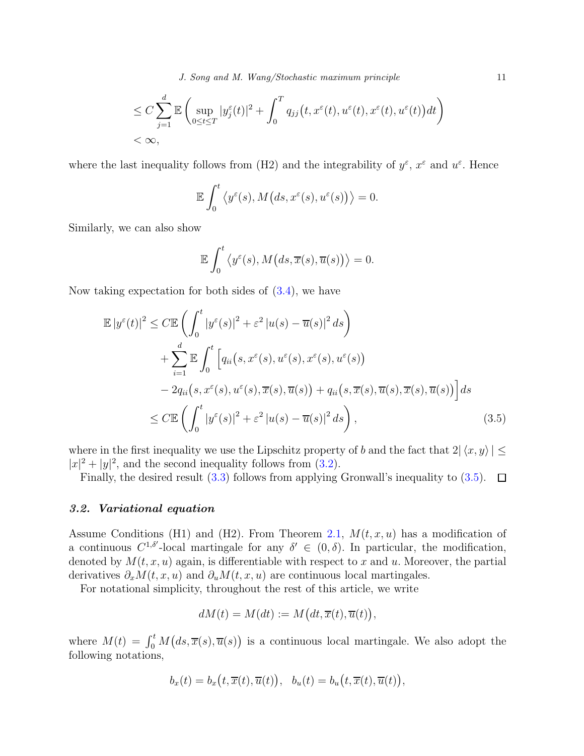$$
\begin{aligned}
&\leq C \sum_{j=1}^{d} \mathbb{E}\left( \sup_{0 \leq t \leq T} |y_j^\varepsilon(t)|^2 + \int_0^T q_{jj}\big(t, x^\varepsilon(t), u^\varepsilon(t), x^\varepsilon(t), u^\varepsilon(t)\big) dt \right) \\
&< \infty,
\end{aligned}
$$

where the last inequality follows from (H2) and the integrability of $y^\varepsilon$, $x^\varepsilon$ and $u^\varepsilon$. Hence

$$
\mathbb{E} \int_0^t \big\langle y^\varepsilon(s), M\big(ds, x^\varepsilon(s), u^\varepsilon(s)\big) \big\rangle = 0.
$$

Similarly, we can also show

$$
\mathbb{E} \int_0^t \big\langle y^\varepsilon(s), M\big(ds, \overline{x}(s), \overline{u}(s)\big) \big\rangle = 0.
$$

Now taking expectation for both sides of (3.4), we have

$$
\begin{aligned}
\mathbb{E}\, |y^\varepsilon(t)|^2 &\leq C \mathbb{E} \left( \int_0^t |y^\varepsilon(s)|^2 + \varepsilon^2 \, |u(s) - \overline{u}(s)|^2 \, ds \right) \\
&\quad + \sum_{i=1}^{d} \mathbb{E} \int_0^t \Big[ q_{ii}\big(s, x^\varepsilon(s), u^\varepsilon(s), x^\varepsilon(s), u^\varepsilon(s)\big) \\
&\quad - 2 q_{ii}\big(s, x^\varepsilon(s), u^\varepsilon(s), \overline{x}(s), \overline{u}(s)\big) + q_{ii}\big(s, \overline{x}(s), \overline{u}(s), \overline{x}(s), \overline{u}(s)\big) \Big] ds \\
&\leq C \mathbb{E} \left( \int_0^t |y^\varepsilon(s)|^2 + \varepsilon^2 \, |u(s) - \overline{u}(s)|^2 \, ds \right), \qquad (3.5)
\end{aligned}
$$

where in the first inequality we use the Lipschitz property of $b$ and the fact that $2|\langle x, y \rangle| \leq |x|^2 + |y|^2$, and the second inequality follows from (3.2).

Finally, the desired result (3.3) follows from applying Gronwall's inequality to (3.5). $\square$

### 3.2. *Variational equation*

Assume Conditions (H1) and (H2). From Theorem 2.1, $M(t, x, u)$ has a modification of a continuous $C^{1,\delta'}$-local martingale for any $\delta' \in (0, \delta)$. In particular, the modification, denoted by $M(t, x, u)$ again, is differentiable with respect to $x$ and $u$. Moreover, the partial derivatives $\partial_x M(t, x, u)$ and $\partial_u M(t, x, u)$ are continuous local martingales.

For notational simplicity, throughout the rest of this article, we write

$$
dM(t) = M(dt) := M\big(dt, \overline{x}(t), \overline{u}(t)\big),
$$

where $M(t) = \int_0^t M\big(ds, \overline{x}(s), \overline{u}(s)\big)$ is a continuous local martingale. We also adopt the following notations,

$$
b_x(t) = b_x\big(t, \overline{x}(t), \overline{u}(t)\big), \quad b_u(t) = b_u\big(t, \overline{x}(t), \overline{u}(t)\big),
$$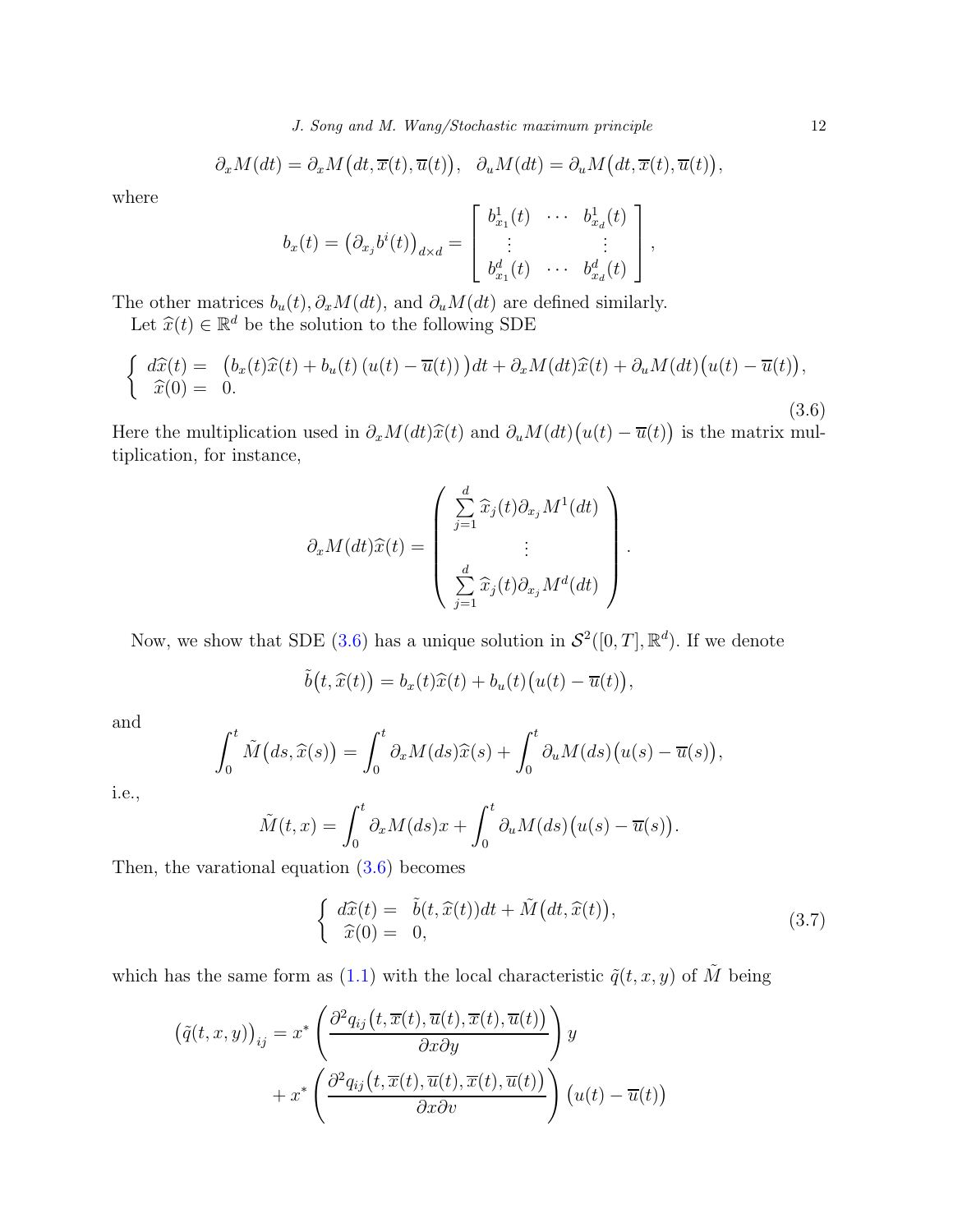$$\partial_x M(dt) = \partial_x M\big(dt, \overline{x}(t), \overline{u}(t)\big), \quad \partial_u M(dt) = \partial_u M\big(dt, \overline{x}(t), \overline{u}(t)\big),$$

where

$$b_x(t) = \big(\partial_{x_j} b^i(t)\big)_{d\times d} = \left[\begin{array}{ccc} b^1_{x_1}(t) & \cdots & b^1_{x_d}(t) \\ \vdots & & \vdots \\ b^d_{x_1}(t) & \cdots & b^d_{x_d}(t) \end{array}\right],$$

The other matrices $b_u(t), \partial_x M(dt)$, and $\partial_u M(dt)$ are defined similarly.

Let $\widehat{x}(t) \in \mathbb{R}^d$ be the solution to the following SDE

$$\left\{\begin{array}{ll} d\widehat{x}(t) = & \big(b_x(t)\widehat{x}(t) + b_u(t)\left(u(t) - \overline{u}(t)\right)\big)dt + \partial_x M(dt)\widehat{x}(t) + \partial_u M(dt)\big(u(t) - \overline{u}(t)\big), \\ \widehat{x}(0) = & 0. \end{array}\right. \tag{3.6}$$

Here the multiplication used in $\partial_x M(dt)\widehat{x}(t)$ and $\partial_u M(dt)\big(u(t) - \overline{u}(t)\big)$ is the matrix multiplication, for instance,

$$\partial_x M(dt)\widehat{x}(t) = \left(\begin{array}{c} \sum\limits_{j=1}^d \widehat{x}_j(t)\partial_{x_j} M^1(dt) \\ \vdots \\ \sum\limits_{j=1}^d \widehat{x}_j(t)\partial_{x_j} M^d(dt) \end{array}\right).$$

Now, we show that SDE (3.6) has a unique solution in $\mathcal{S}^2([0,T], \mathbb{R}^d)$. If we denote

$$\tilde{b}\big(t, \widehat{x}(t)\big) = b_x(t)\widehat{x}(t) + b_u(t)\big(u(t) - \overline{u}(t)\big),$$

and

$$\int_0^t \tilde{M}\big(ds, \widehat{x}(s)\big) = \int_0^t \partial_x M(ds)\widehat{x}(s) + \int_0^t \partial_u M(ds)\big(u(s) - \overline{u}(s)\big),$$

i.e.,

$$\tilde{M}(t, x) = \int_0^t \partial_x M(ds)x + \int_0^t \partial_u M(ds)\big(u(s) - \overline{u}(s)\big).$$

Then, the varational equation (3.6) becomes

$$\left\{\begin{array}{ll} d\widehat{x}(t) = & \tilde{b}(t, \widehat{x}(t))dt + \tilde{M}\big(dt, \widehat{x}(t)\big), \\ \widehat{x}(0) = & 0, \end{array}\right. \tag{3.7}$$

which has the same form as (1.1) with the local characteristic $\tilde{q}(t, x, y)$ of $\tilde{M}$ being

$$\begin{aligned} \big(\tilde{q}(t, x, y)\big)_{ij} = {} & x^* \left(\frac{\partial^2 q_{ij}\big(t, \overline{x}(t), \overline{u}(t), \overline{x}(t), \overline{u}(t)\big)}{\partial x \partial y}\right) y \\ & + x^* \left(\frac{\partial^2 q_{ij}\big(t, \overline{x}(t), \overline{u}(t), \overline{x}(t), \overline{u}(t)\big)}{\partial x \partial v}\right) \big(u(t) - \overline{u}(t)\big) \end{aligned}$$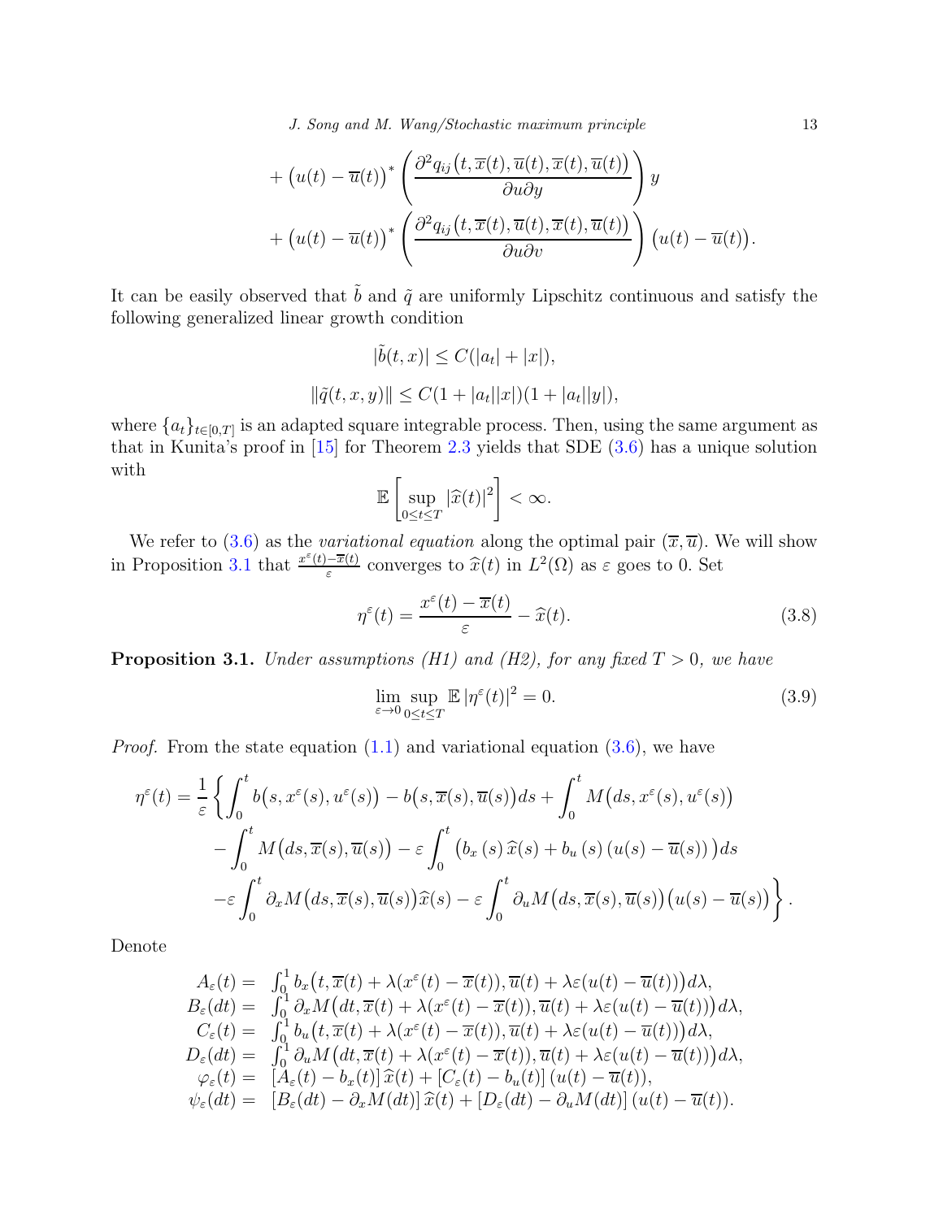$$
+ \big(u(t) - \overline{u}(t)\big)^* \left( \frac{\partial^2 q_{ij}\big(t, \overline{x}(t), \overline{u}(t), \overline{x}(t), \overline{u}(t)\big)}{\partial u \partial y} \right) y
$$

$$
+ \big(u(t) - \overline{u}(t)\big)^* \left( \frac{\partial^2 q_{ij}\big(t, \overline{x}(t), \overline{u}(t), \overline{x}(t), \overline{u}(t)\big)}{\partial u \partial v} \right) \big(u(t) - \overline{u}(t)\big).
$$

It can be easily observed that $\tilde{b}$ and $\tilde{q}$ are uniformly Lipschitz continuous and satisfy the following generalized linear growth condition

$$
|\tilde{b}(t,x)| \le C(|a_t| + |x|),
$$

$$
\|\tilde{q}(t,x,y)\| \le C(1 + |a_t||x|)(1 + |a_t||y|),
$$

where $\{a_t\}_{t\in[0,T]}$ is an adapted square integrable process. Then, using the same argument as that in Kunita's proof in [15] for Theorem 2.3 yields that SDE (3.6) has a unique solution with

$$
\mathbb{E}\left[\sup_{0\le t\le T} |\widehat{x}(t)|^2\right] < \infty.
$$

We refer to (3.6) as the *variational equation* along the optimal pair $(\overline{x}, \overline{u})$. We will show in Proposition 3.1 that $\frac{x^\varepsilon(t) - \overline{x}(t)}{\varepsilon}$ converges to $\widehat{x}(t)$ in $L^2(\Omega)$ as $\varepsilon$ goes to 0. Set

$$
\eta^\varepsilon(t) = \frac{x^\varepsilon(t) - \overline{x}(t)}{\varepsilon} - \widehat{x}(t). \tag{3.8}
$$

**Proposition 3.1.** *Under assumptions (H1) and (H2), for any fixed $T > 0$, we have*

$$
\lim_{\varepsilon\to 0} \sup_{0\le t\le T} \mathbb{E}\,|\eta^\varepsilon(t)|^2 = 0. \tag{3.9}
$$

*Proof.* From the state equation (1.1) and variational equation (3.6), we have

$$
\begin{aligned}
\eta^\varepsilon(t) = \frac{1}{\varepsilon}\bigg\{ &\int_0^t b\big(s, x^\varepsilon(s), u^\varepsilon(s)\big) - b\big(s, \overline{x}(s), \overline{u}(s)\big) ds + \int_0^t M\big(ds, x^\varepsilon(s), u^\varepsilon(s)\big) \\
&- \int_0^t M\big(ds, \overline{x}(s), \overline{u}(s)\big) - \varepsilon \int_0^t \big(b_x(s)\,\widehat{x}(s) + b_u(s)\,(u(s) - \overline{u}(s))\big) ds \\
&- \varepsilon \int_0^t \partial_x M\big(ds, \overline{x}(s), \overline{u}(s)\big)\widehat{x}(s) - \varepsilon \int_0^t \partial_u M\big(ds, \overline{x}(s), \overline{u}(s)\big)\big(u(s) - \overline{u}(s)\big) \bigg\}.
\end{aligned}
$$

Denote

$$
\begin{aligned}
A_\varepsilon(t) = &\ \int_0^1 b_x\big(t, \overline{x}(t) + \lambda(x^\varepsilon(t) - \overline{x}(t)), \overline{u}(t) + \lambda\varepsilon(u(t) - \overline{u}(t))\big) d\lambda, \\
B_\varepsilon(dt) = &\ \int_0^1 \partial_x M\big(dt, \overline{x}(t) + \lambda(x^\varepsilon(t) - \overline{x}(t)), \overline{u}(t) + \lambda\varepsilon(u(t) - \overline{u}(t))\big) d\lambda, \\
C_\varepsilon(t) = &\ \int_0^1 b_u\big(t, \overline{x}(t) + \lambda(x^\varepsilon(t) - \overline{x}(t)), \overline{u}(t) + \lambda\varepsilon(u(t) - \overline{u}(t))\big) d\lambda, \\
D_\varepsilon(dt) = &\ \int_0^1 \partial_u M\big(dt, \overline{x}(t) + \lambda(x^\varepsilon(t) - \overline{x}(t)), \overline{u}(t) + \lambda\varepsilon(u(t) - \overline{u}(t))\big) d\lambda, \\
\varphi_\varepsilon(t) = &\ [A_\varepsilon(t) - b_x(t)]\,\widehat{x}(t) + [C_\varepsilon(t) - b_u(t)]\,(u(t) - \overline{u}(t)), \\
\psi_\varepsilon(dt) = &\ [B_\varepsilon(dt) - \partial_x M(dt)]\,\widehat{x}(t) + [D_\varepsilon(dt) - \partial_u M(dt)]\,(u(t) - \overline{u}(t)).
\end{aligned}
$$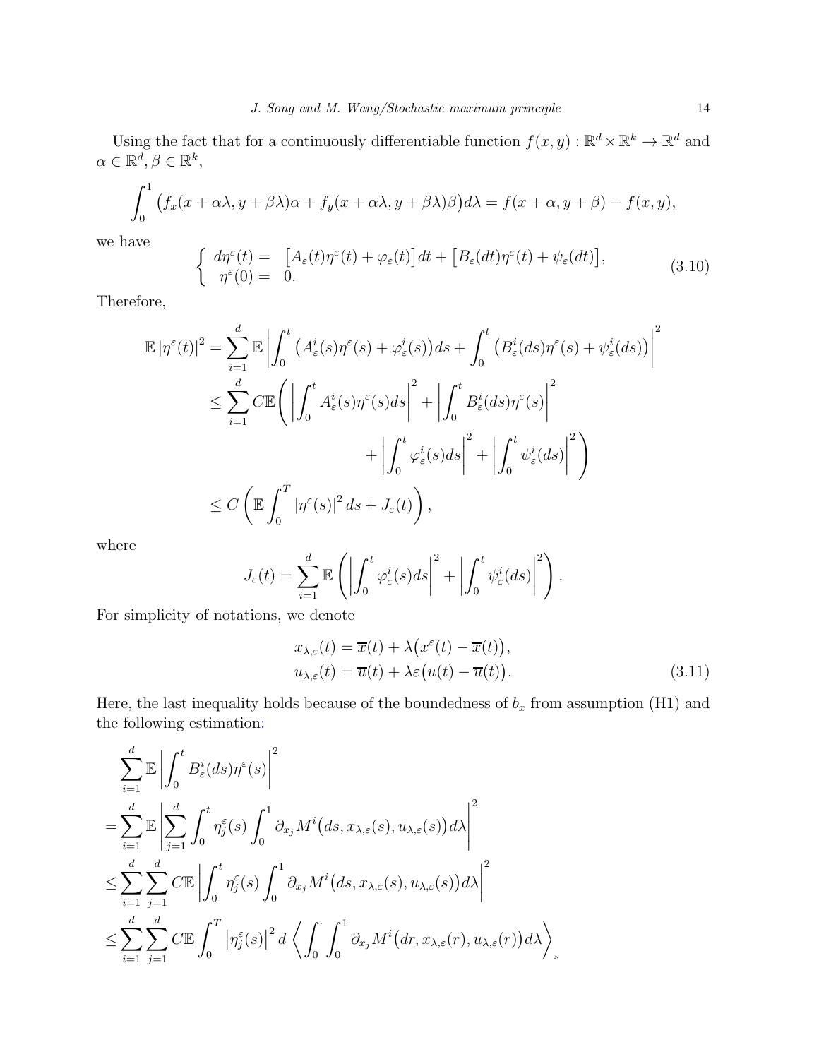Using the fact that for a continuously differentiable function $f(x,y):\mathbb{R}^d\times\mathbb{R}^k\to\mathbb{R}^d$ and $\alpha\in\mathbb{R}^d,\beta\in\mathbb{R}^k$,

$$\int_0^1 \big(f_x(x+\alpha\lambda,y+\beta\lambda)\alpha+f_y(x+\alpha\lambda,y+\beta\lambda)\beta\big)d\lambda=f(x+\alpha,y+\beta)-f(x,y),$$

we have

$$\left\{\begin{array}{ll} d\eta^\varepsilon(t)= & \big[A_\varepsilon(t)\eta^\varepsilon(t)+\varphi_\varepsilon(t)\big]dt+\big[B_\varepsilon(dt)\eta^\varepsilon(t)+\psi_\varepsilon(dt)\big],\\ \eta^\varepsilon(0)= & 0.\end{array}\right. \tag{3.10}$$

Therefore,

$$\begin{aligned}\mathbb{E}\left|\eta^\varepsilon(t)\right|^2&=\sum_{i=1}^d\mathbb{E}\left|\int_0^t\big(A^i_\varepsilon(s)\eta^\varepsilon(s)+\varphi^i_\varepsilon(s)\big)ds+\int_0^t\big(B^i_\varepsilon(ds)\eta^\varepsilon(s)+\psi^i_\varepsilon(ds)\big)\right|^2\\
&\le\sum_{i=1}^d C\mathbb{E}\Bigg(\left|\int_0^t A^i_\varepsilon(s)\eta^\varepsilon(s)ds\right|^2+\left|\int_0^t B^i_\varepsilon(ds)\eta^\varepsilon(s)\right|^2\\
&\qquad\qquad+\left|\int_0^t\varphi^i_\varepsilon(s)ds\right|^2+\left|\int_0^t\psi^i_\varepsilon(ds)\right|^2\Bigg)\\
&\le C\left(\mathbb{E}\int_0^T\left|\eta^\varepsilon(s)\right|^2ds+J_\varepsilon(t)\right),\end{aligned}$$

where

$$J_\varepsilon(t)=\sum_{i=1}^d\mathbb{E}\left(\left|\int_0^t\varphi^i_\varepsilon(s)ds\right|^2+\left|\int_0^t\psi^i_\varepsilon(ds)\right|^2\right).$$

For simplicity of notations, we denote

$$\begin{aligned}x_{\lambda,\varepsilon}(t)&=\overline{x}(t)+\lambda\big(x^\varepsilon(t)-\overline{x}(t)\big),\\ u_{\lambda,\varepsilon}(t)&=\overline{u}(t)+\lambda\varepsilon\big(u(t)-\overline{u}(t)\big).\end{aligned}\tag{3.11}$$

Here, the last inequality holds because of the boundedness of $b_x$ from assumption (H1) and the following estimation:

$$\begin{aligned}&\sum_{i=1}^d\mathbb{E}\left|\int_0^t B^i_\varepsilon(ds)\eta^\varepsilon(s)\right|^2\\
=&\sum_{i=1}^d\mathbb{E}\left|\sum_{j=1}^d\int_0^t\eta^\varepsilon_j(s)\int_0^1\partial_{x_j}M^i\big(ds,x_{\lambda,\varepsilon}(s),u_{\lambda,\varepsilon}(s)\big)d\lambda\right|^2\\
\le&\sum_{i=1}^d\sum_{j=1}^d C\mathbb{E}\left|\int_0^t\eta^\varepsilon_j(s)\int_0^1\partial_{x_j}M^i\big(ds,x_{\lambda,\varepsilon}(s),u_{\lambda,\varepsilon}(s)\big)d\lambda\right|^2\\
\le&\sum_{i=1}^d\sum_{j=1}^d C\mathbb{E}\int_0^T\left|\eta^\varepsilon_j(s)\right|^2d\left\langle\int_0^\cdot\int_0^1\partial_{x_j}M^i\big(dr,x_{\lambda,\varepsilon}(r),u_{\lambda,\varepsilon}(r)\big)d\lambda\right\rangle_s\end{aligned}$$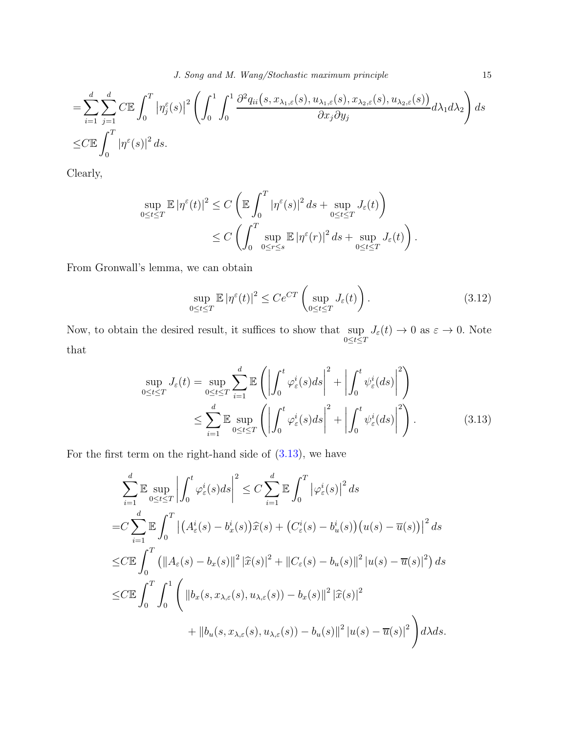$$
\begin{aligned}
=&\sum_{i=1}^{d}\sum_{j=1}^{d} C\mathbb{E}\int_0^T \left|\eta_j^{\varepsilon}(s)\right|^2 \left(\int_0^1\int_0^1 \frac{\partial^2 q_{ii}\big(s, x_{\lambda_1,\varepsilon}(s), u_{\lambda_1,\varepsilon}(s), x_{\lambda_2,\varepsilon}(s), u_{\lambda_2,\varepsilon}(s)\big)}{\partial x_j \partial y_j} d\lambda_1 d\lambda_2\right) ds \\
\leq& C\mathbb{E}\int_0^T \left|\eta^{\varepsilon}(s)\right|^2 ds.
\end{aligned}
$$

Clearly,

$$
\begin{aligned}
\sup_{0\leq t\leq T} \mathbb{E}\left|\eta^{\varepsilon}(t)\right|^2 &\leq C\left(\mathbb{E}\int_0^T \left|\eta^{\varepsilon}(s)\right|^2 ds + \sup_{0\leq t\leq T} J_{\varepsilon}(t)\right) \\
&\leq C\left(\int_0^T \sup_{0\leq r\leq s} \mathbb{E}\left|\eta^{\varepsilon}(r)\right|^2 ds + \sup_{0\leq t\leq T} J_{\varepsilon}(t)\right).
\end{aligned}
$$

From Gronwall's lemma, we can obtain

$$
\sup_{0\leq t\leq T} \mathbb{E}\left|\eta^{\varepsilon}(t)\right|^2 \leq Ce^{CT}\left(\sup_{0\leq t\leq T} J_{\varepsilon}(t)\right). \tag{3.12}
$$

Now, to obtain the desired result, it suffices to show that $\sup\limits_{0\leq t\leq T} J_{\varepsilon}(t) \to 0$ as $\varepsilon \to 0$. Note that

$$
\begin{aligned}
\sup_{0\leq t\leq T} J_{\varepsilon}(t) &= \sup_{0\leq t\leq T} \sum_{i=1}^{d} \mathbb{E}\left(\left|\int_0^t \varphi_{\varepsilon}^i(s)ds\right|^2 + \left|\int_0^t \psi_{\varepsilon}^i(ds)\right|^2\right) \\
&\leq \sum_{i=1}^{d} \mathbb{E}\sup_{0\leq t\leq T}\left(\left|\int_0^t \varphi_{\varepsilon}^i(s)ds\right|^2 + \left|\int_0^t \psi_{\varepsilon}^i(ds)\right|^2\right).
\end{aligned} \tag{3.13}
$$

For the first term on the right-hand side of (3.13), we have

$$
\begin{aligned}
&\sum_{i=1}^{d} \mathbb{E}\sup_{0\leq t\leq T}\left|\int_0^t \varphi_{\varepsilon}^i(s)ds\right|^2 \leq C\sum_{i=1}^{d}\mathbb{E}\int_0^T \left|\varphi_{\varepsilon}^i(s)\right|^2 ds \\
=& C\sum_{i=1}^{d}\mathbb{E}\int_0^T \left|\big(A_{\varepsilon}^i(s) - b_x^i(s)\big)\widehat{x}(s) + \big(C_{\varepsilon}^i(s) - b_u^i(s)\big)\big(u(s) - \overline{u}(s)\big)\right|^2 ds \\
\leq& C\mathbb{E}\int_0^T \left(\left\|A_{\varepsilon}(s) - b_x(s)\right\|^2 \left|\widehat{x}(s)\right|^2 + \left\|C_{\varepsilon}(s) - b_u(s)\right\|^2 \left|u(s) - \overline{u}(s)\right|^2\right) ds \\
\leq& C\mathbb{E}\int_0^T\int_0^1 \Bigg(\left\|b_x(s, x_{\lambda,\varepsilon}(s), u_{\lambda,\varepsilon}(s)) - b_x(s)\right\|^2 \left|\widehat{x}(s)\right|^2 \\
&\qquad + \left\|b_u(s, x_{\lambda,\varepsilon}(s), u_{\lambda,\varepsilon}(s)) - b_u(s)\right\|^2 \left|u(s) - \overline{u}(s)\right|^2\Bigg) d\lambda ds.
\end{aligned}
$$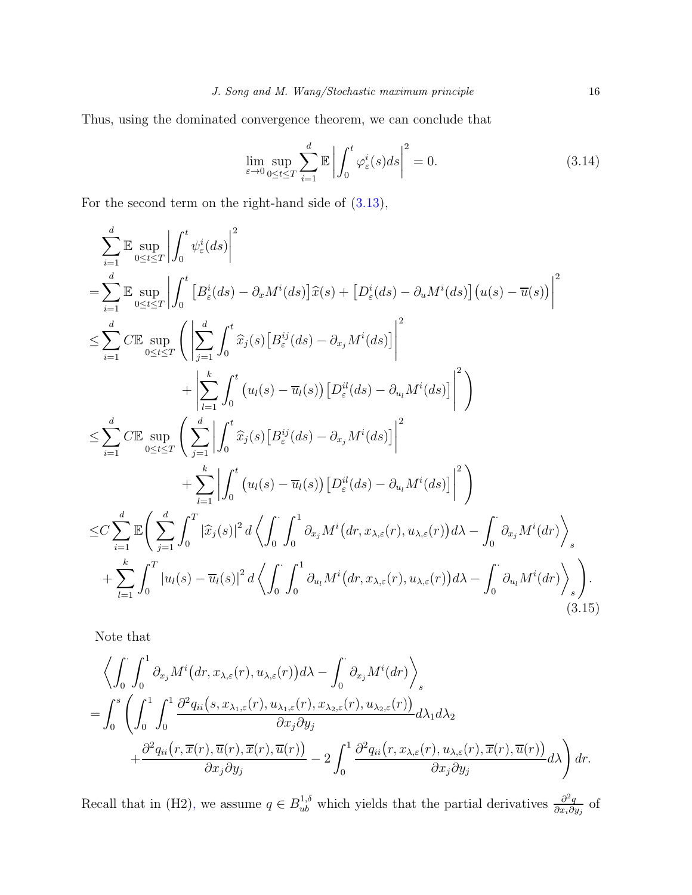Thus, using the dominated convergence theorem, we can conclude that

$$\lim_{\varepsilon\to 0}\sup_{0\le t\le T}\sum_{i=1}^{d}\mathbb{E}\left|\int_0^t \varphi_\varepsilon^i(s)ds\right|^2 = 0. \tag{3.14}$$

For the second term on the right-hand side of (3.13),

$$\begin{aligned}
&\sum_{i=1}^{d}\mathbb{E}\sup_{0\le t\le T}\left|\int_0^t \psi_\varepsilon^i(ds)\right|^2\\
=&\sum_{i=1}^{d}\mathbb{E}\sup_{0\le t\le T}\left|\int_0^t \big[B_\varepsilon^i(ds)-\partial_x M^i(ds)\big]\widehat{x}(s)+\big[D_\varepsilon^i(ds)-\partial_u M^i(ds)\big]\big(u(s)-\overline{u}(s)\big)\right|^2\\
\le&\sum_{i=1}^{d}C\mathbb{E}\sup_{0\le t\le T}\Bigg(\left|\sum_{j=1}^{d}\int_0^t \widehat{x}_j(s)\big[B_\varepsilon^{ij}(ds)-\partial_{x_j}M^i(ds)\big]\right|^2\\
&\qquad\qquad+\left|\sum_{l=1}^{k}\int_0^t \big(u_l(s)-\overline{u}_l(s)\big)\big[D_\varepsilon^{il}(ds)-\partial_{u_l}M^i(ds)\big]\right|^2\Bigg)\\
\le&\sum_{i=1}^{d}C\mathbb{E}\sup_{0\le t\le T}\Bigg(\sum_{j=1}^{d}\left|\int_0^t \widehat{x}_j(s)\big[B_\varepsilon^{ij}(ds)-\partial_{x_j}M^i(ds)\big]\right|^2\\
&\qquad\qquad+\sum_{l=1}^{k}\left|\int_0^t \big(u_l(s)-\overline{u}_l(s)\big)\big[D_\varepsilon^{il}(ds)-\partial_{u_l}M^i(ds)\big]\right|^2\Bigg)\\
\le&C\sum_{i=1}^{d}\mathbb{E}\Bigg(\sum_{j=1}^{d}\int_0^T |\widehat{x}_j(s)|^2\,d\left\langle\int_0^\cdot\int_0^1 \partial_{x_j}M^i\big(dr,x_{\lambda,\varepsilon}(r),u_{\lambda,\varepsilon}(r)\big)d\lambda-\int_0^\cdot \partial_{x_j}M^i(dr)\right\rangle_s\\
&+\sum_{l=1}^{k}\int_0^T |u_l(s)-\overline{u}_l(s)|^2\,d\left\langle\int_0^\cdot\int_0^1 \partial_{u_l}M^i\big(dr,x_{\lambda,\varepsilon}(r),u_{\lambda,\varepsilon}(r)\big)d\lambda-\int_0^\cdot \partial_{u_l}M^i(dr)\right\rangle_s\Bigg).
\end{aligned} \tag{3.15}$$

Note that

$$\begin{aligned}
&\left\langle\int_0^\cdot\int_0^1 \partial_{x_j}M^i\big(dr,x_{\lambda,\varepsilon}(r),u_{\lambda,\varepsilon}(r)\big)d\lambda-\int_0^\cdot \partial_{x_j}M^i(dr)\right\rangle_s\\
=&\int_0^s\Bigg(\int_0^1\int_0^1 \frac{\partial^2 q_{ii}\big(s,x_{\lambda_1,\varepsilon}(r),u_{\lambda_1,\varepsilon}(r),x_{\lambda_2,\varepsilon}(r),u_{\lambda_2,\varepsilon}(r)\big)}{\partial x_j\partial y_j}d\lambda_1 d\lambda_2\\
&\qquad+\frac{\partial^2 q_{ii}\big(r,\overline{x}(r),\overline{u}(r),\overline{x}(r),\overline{u}(r)\big)}{\partial x_j\partial y_j}-2\int_0^1 \frac{\partial^2 q_{ii}\big(r,x_{\lambda,\varepsilon}(r),u_{\lambda,\varepsilon}(r),\overline{x}(r),\overline{u}(r)\big)}{\partial x_j\partial y_j}d\lambda\Bigg)dr.
\end{aligned}$$

Recall that in (H2), we assume $q\in B_{ub}^{1,\delta}$ which yields that the partial derivatives $\frac{\partial^2 q}{\partial x_i\partial y_j}$ of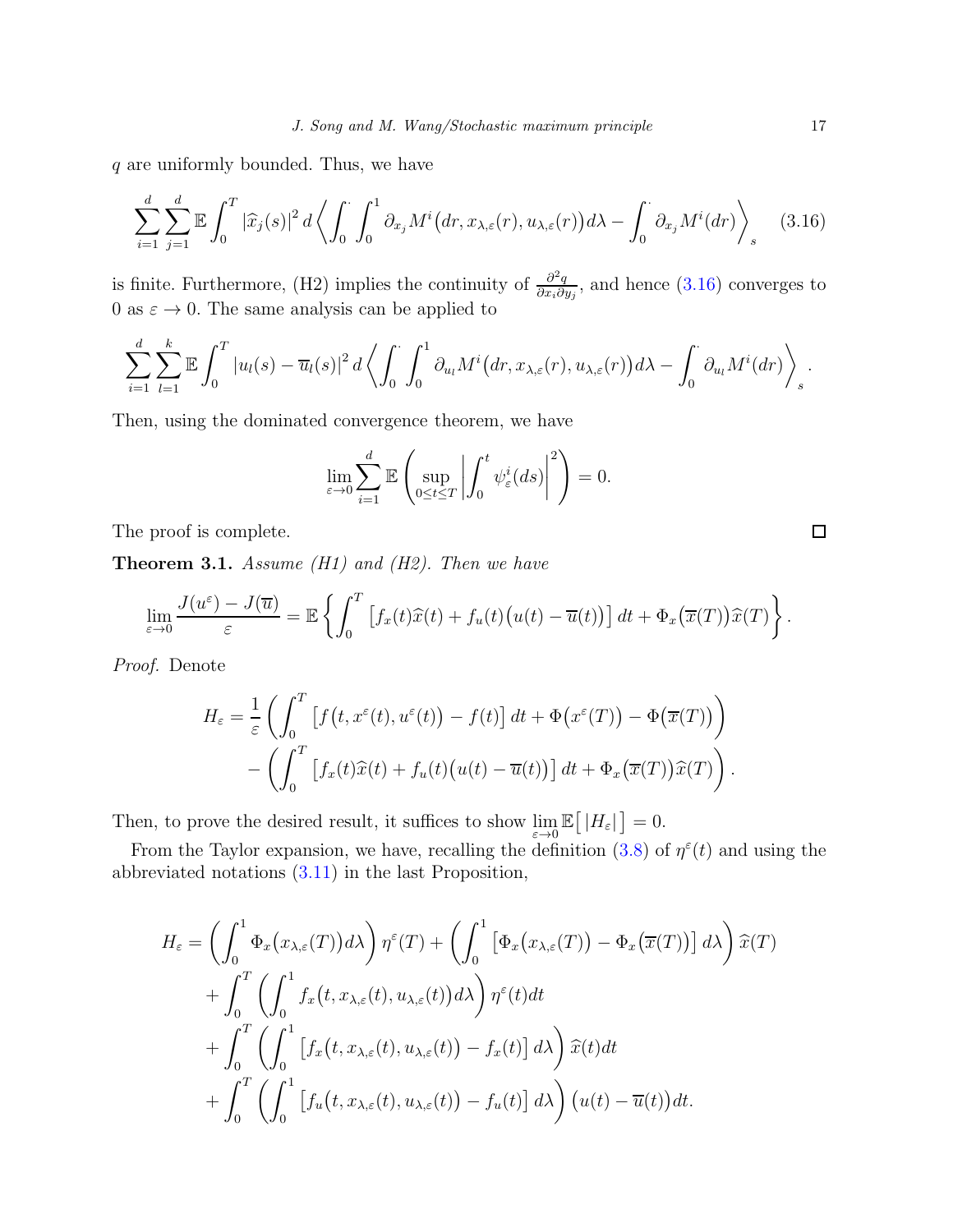$q$ are uniformly bounded. Thus, we have

$$\sum_{i=1}^{d}\sum_{j=1}^{d}\mathbb{E}\int_0^T |\widehat{x}_j(s)|^2\, d\left\langle \int_0^{\cdot}\int_0^1 \partial_{x_j} M^i\big(dr, x_{\lambda,\varepsilon}(r), u_{\lambda,\varepsilon}(r)\big)d\lambda - \int_0^{\cdot}\partial_{x_j}M^i(dr)\right\rangle_s \tag{3.16}$$

is finite. Furthermore, (H2) implies the continuity of $\frac{\partial^2 q}{\partial x_i \partial y_j}$, and hence (3.16) converges to 0 as $\varepsilon \to 0$. The same analysis can be applied to

$$\sum_{i=1}^{d}\sum_{l=1}^{k}\mathbb{E}\int_0^T |u_l(s)-\overline{u}_l(s)|^2\, d\left\langle \int_0^{\cdot}\int_0^1 \partial_{u_l} M^i\big(dr, x_{\lambda,\varepsilon}(r), u_{\lambda,\varepsilon}(r)\big)d\lambda - \int_0^{\cdot}\partial_{u_l}M^i(dr)\right\rangle_s.$$

Then, using the dominated convergence theorem, we have

$$\lim_{\varepsilon\to 0}\sum_{i=1}^{d}\mathbb{E}\left(\sup_{0\le t\le T}\left|\int_0^t \psi_\varepsilon^i(ds)\right|^2\right) = 0.$$

The proof is complete. □

**Theorem 3.1.** *Assume (H1) and (H2). Then we have*

$$\lim_{\varepsilon\to 0}\frac{J(u^\varepsilon)-J(\overline{u})}{\varepsilon} = \mathbb{E}\left\{\int_0^T \left[f_x(t)\widehat{x}(t) + f_u(t)\big(u(t)-\overline{u}(t)\big)\right]dt + \Phi_x\big(\overline{x}(T)\big)\widehat{x}(T)\right\}.$$

*Proof.* Denote

$$\begin{aligned} H_\varepsilon = &\frac{1}{\varepsilon}\left(\int_0^T \left[f\big(t, x^\varepsilon(t), u^\varepsilon(t)\big) - f(t)\right]dt + \Phi\big(x^\varepsilon(T)\big) - \Phi\big(\overline{x}(T)\big)\right) \\ &- \left(\int_0^T \left[f_x(t)\widehat{x}(t) + f_u(t)\big(u(t)-\overline{u}(t)\big)\right]dt + \Phi_x\big(\overline{x}(T)\big)\widehat{x}(T)\right). \end{aligned}$$

Then, to prove the desired result, it suffices to show $\lim_{\varepsilon\to 0}\mathbb{E}\big[\,|H_\varepsilon|\,\big] = 0$.

From the Taylor expansion, we have, recalling the definition (3.8) of $\eta^\varepsilon(t)$ and using the abbreviated notations (3.11) in the last Proposition,

$$\begin{aligned} H_\varepsilon = &\left(\int_0^1 \Phi_x\big(x_{\lambda,\varepsilon}(T)\big)d\lambda\right)\eta^\varepsilon(T) + \left(\int_0^1 \left[\Phi_x\big(x_{\lambda,\varepsilon}(T)\big) - \Phi_x\big(\overline{x}(T)\big)\right]d\lambda\right)\widehat{x}(T) \\ &+ \int_0^T\left(\int_0^1 f_x\big(t, x_{\lambda,\varepsilon}(t), u_{\lambda,\varepsilon}(t)\big)d\lambda\right)\eta^\varepsilon(t)dt \\ &+ \int_0^T\left(\int_0^1 \left[f_x\big(t, x_{\lambda,\varepsilon}(t), u_{\lambda,\varepsilon}(t)\big) - f_x(t)\right]d\lambda\right)\widehat{x}(t)dt \\ &+ \int_0^T\left(\int_0^1 \left[f_u\big(t, x_{\lambda,\varepsilon}(t), u_{\lambda,\varepsilon}(t)\big) - f_u(t)\right]d\lambda\right)\big(u(t)-\overline{u}(t)\big)dt. \end{aligned}$$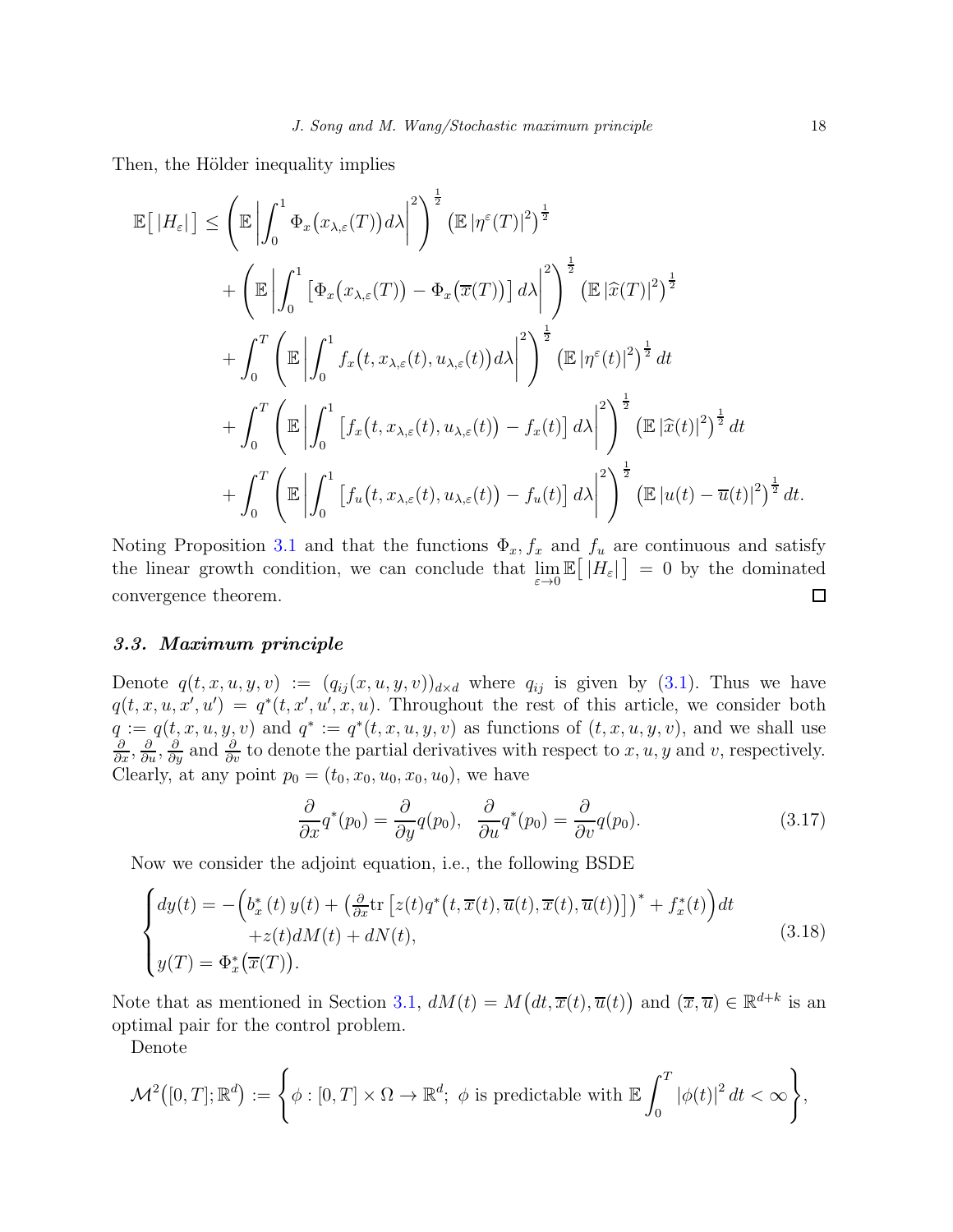Then, the Hölder inequality implies

$$
\begin{aligned}
\mathbb{E}\big[\,|H_\varepsilon|\,\big] \leq & \left(\mathbb{E}\left|\int_0^1 \Phi_x\big(x_{\lambda,\varepsilon}(T)\big)\,d\lambda\right|^2\right)^{\frac{1}{2}} \left(\mathbb{E}\,|\eta^\varepsilon(T)|^2\right)^{\frac{1}{2}} \\
& + \left(\mathbb{E}\left|\int_0^1 \left[\Phi_x\big(x_{\lambda,\varepsilon}(T)\big) - \Phi_x\big(\overline{x}(T)\big)\right]d\lambda\right|^2\right)^{\frac{1}{2}} \left(\mathbb{E}\,|\widehat{x}(T)|^2\right)^{\frac{1}{2}} \\
& + \int_0^T \left(\mathbb{E}\left|\int_0^1 f_x\big(t, x_{\lambda,\varepsilon}(t), u_{\lambda,\varepsilon}(t)\big)\,d\lambda\right|^2\right)^{\frac{1}{2}} \left(\mathbb{E}\,|\eta^\varepsilon(t)|^2\right)^{\frac{1}{2}} dt \\
& + \int_0^T \left(\mathbb{E}\left|\int_0^1 \left[f_x\big(t, x_{\lambda,\varepsilon}(t), u_{\lambda,\varepsilon}(t)\big) - f_x(t)\right]d\lambda\right|^2\right)^{\frac{1}{2}} \left(\mathbb{E}\,|\widehat{x}(t)|^2\right)^{\frac{1}{2}} dt \\
& + \int_0^T \left(\mathbb{E}\left|\int_0^1 \left[f_u\big(t, x_{\lambda,\varepsilon}(t), u_{\lambda,\varepsilon}(t)\big) - f_u(t)\right]d\lambda\right|^2\right)^{\frac{1}{2}} \left(\mathbb{E}\,|u(t) - \overline{u}(t)|^2\right)^{\frac{1}{2}} dt.
\end{aligned}
$$

Noting Proposition 3.1 and that the functions $\Phi_x, f_x$ and $f_u$ are continuous and satisfy the linear growth condition, we can conclude that $\lim_{\varepsilon\to 0}\mathbb{E}\big[\,|H_\varepsilon|\,\big] = 0$ by the dominated convergence theorem. □

### 3.3. Maximum principle

Denote $q(t,x,u,y,v) := (q_{ij}(x,u,y,v))_{d\times d}$ where $q_{ij}$ is given by (3.1). Thus we have $q(t,x,u,x',u') = q^*(t,x',u',x,u)$. Throughout the rest of this article, we consider both $q := q(t,x,u,y,v)$ and $q^* := q^*(t,x,u,y,v)$ as functions of $(t,x,u,y,v)$, and we shall use $\frac{\partial}{\partial x}, \frac{\partial}{\partial u}, \frac{\partial}{\partial y}$ and $\frac{\partial}{\partial v}$ to denote the partial derivatives with respect to $x, u, y$ and $v$, respectively. Clearly, at any point $p_0 = (t_0, x_0, u_0, x_0, u_0)$, we have

$$
\frac{\partial}{\partial x} q^*(p_0) = \frac{\partial}{\partial y} q(p_0), \quad \frac{\partial}{\partial u} q^*(p_0) = \frac{\partial}{\partial v} q(p_0). \tag{3.17}
$$

Now we consider the adjoint equation, i.e., the following BSDE

$$
\begin{cases}
dy(t) = -\Big(b_x^*\,(t)\,y(t) + \big(\frac{\partial}{\partial x}\mathrm{tr}\left[z(t) q^*\big(t, \overline{x}(t), \overline{u}(t), \overline{x}(t), \overline{u}(t)\big)\right]\big)^* + f_x^*(t)\Big)dt \\
\qquad\qquad + z(t)dM(t) + dN(t), \\
y(T) = \Phi_x^*\big(\overline{x}(T)\big).
\end{cases} \tag{3.18}
$$

Note that as mentioned in Section 3.1, $dM(t) = M\big(dt, \overline{x}(t), \overline{u}(t)\big)$ and $(\overline{x}, \overline{u}) \in \mathbb{R}^{d+k}$ is an optimal pair for the control problem.

Denote

$$
\mathcal{M}^2\big([0,T];\mathbb{R}^d\big) := \left\{\phi : [0,T]\times\Omega \to \mathbb{R}^d;\ \phi \text{ is predictable with } \mathbb{E}\int_0^T |\phi(t)|^2\,dt < \infty\right\},
$$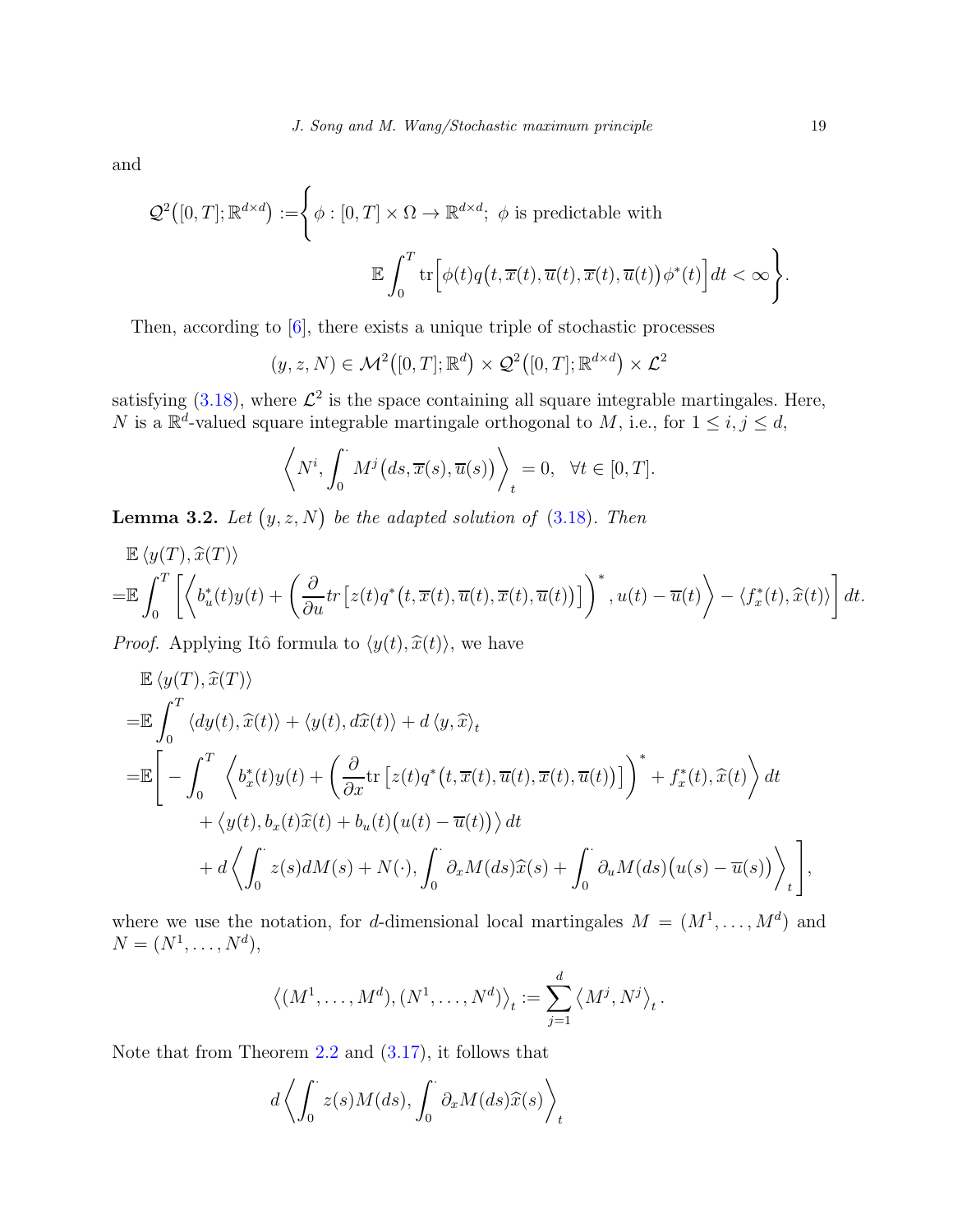and

$$
\mathcal{Q}^2\big([0,T];\mathbb{R}^{d\times d}\big) := \Bigg\{ \phi : [0,T]\times\Omega \to \mathbb{R}^{d\times d};\ \phi \text{ is predictable with } \mathbb{E}\int_0^T \mathrm{tr}\Big[\phi(t) q\big(t,\overline{x}(t),\overline{u}(t),\overline{x}(t),\overline{u}(t)\big)\phi^*(t)\Big]dt < \infty \Bigg\}.
$$

Then, according to [6], there exists a unique triple of stochastic processes

$$
(y,z,N) \in \mathcal{M}^2\big([0,T];\mathbb{R}^d\big) \times \mathcal{Q}^2\big([0,T];\mathbb{R}^{d\times d}\big) \times \mathcal{L}^2
$$

satisfying (3.18), where $\mathcal{L}^2$ is the space containing all square integrable martingales. Here, $N$ is a $\mathbb{R}^d$-valued square integrable martingale orthogonal to $M$, i.e., for $1 \le i,j \le d$,

$$
\left\langle N^i, \int_0^\cdot M^j\big(ds,\overline{x}(s),\overline{u}(s)\big) \right\rangle_t = 0, \quad \forall t \in [0,T].
$$

**Lemma 3.2.** *Let $\big(y,z,N\big)$ be the adapted solution of (3.18). Then*

$$
\begin{aligned}
&\mathbb{E}\left\langle y(T), \widehat{x}(T) \right\rangle \\
=&\mathbb{E}\int_0^T \left[ \left\langle b_u^*(t)y(t) + \left( \frac{\partial}{\partial u} tr\big[z(t)q^*\big(t,\overline{x}(t),\overline{u}(t),\overline{x}(t),\overline{u}(t)\big)\big] \right)^*, u(t)-\overline{u}(t) \right\rangle - \left\langle f_x^*(t), \widehat{x}(t) \right\rangle \right] dt.
\end{aligned}
$$

*Proof.* Applying Itô formula to $\langle y(t), \widehat{x}(t)\rangle$, we have

$$
\begin{aligned}
&\mathbb{E}\left\langle y(T), \widehat{x}(T) \right\rangle \\
=&\mathbb{E}\int_0^T \left\langle dy(t), \widehat{x}(t) \right\rangle + \left\langle y(t), d\widehat{x}(t) \right\rangle + d\left\langle y, \widehat{x} \right\rangle_t \\
=&\mathbb{E}\Bigg[ -\int_0^T \left\langle b_x^*(t)y(t) + \left( \frac{\partial}{\partial x}\mathrm{tr}\big[z(t)q^*\big(t,\overline{x}(t),\overline{u}(t),\overline{x}(t),\overline{u}(t)\big)\big] \right)^* + f_x^*(t), \widehat{x}(t) \right\rangle dt \\
&\quad + \left\langle y(t), b_x(t)\widehat{x}(t) + b_u(t)\big(u(t)-\overline{u}(t)\big) \right\rangle dt \\
&\quad + d\left\langle \int_0^\cdot z(s)dM(s) + N(\cdot), \int_0^\cdot \partial_x M(ds)\widehat{x}(s) + \int_0^\cdot \partial_u M(ds)\big(u(s)-\overline{u}(s)\big) \right\rangle_t \Bigg],
\end{aligned}
$$

where we use the notation, for $d$-dimensional local martingales $M = (M^1,\dots,M^d)$ and $N = (N^1,\dots,N^d)$,

$$
\big\langle (M^1,\dots,M^d), (N^1,\dots,N^d) \big\rangle_t := \sum_{j=1}^d \left\langle M^j, N^j \right\rangle_t.
$$

Note that from Theorem 2.2 and (3.17), it follows that

$$
d\left\langle \int_0^\cdot z(s)M(ds), \int_0^\cdot \partial_x M(ds)\widehat{x}(s) \right\rangle_t
$$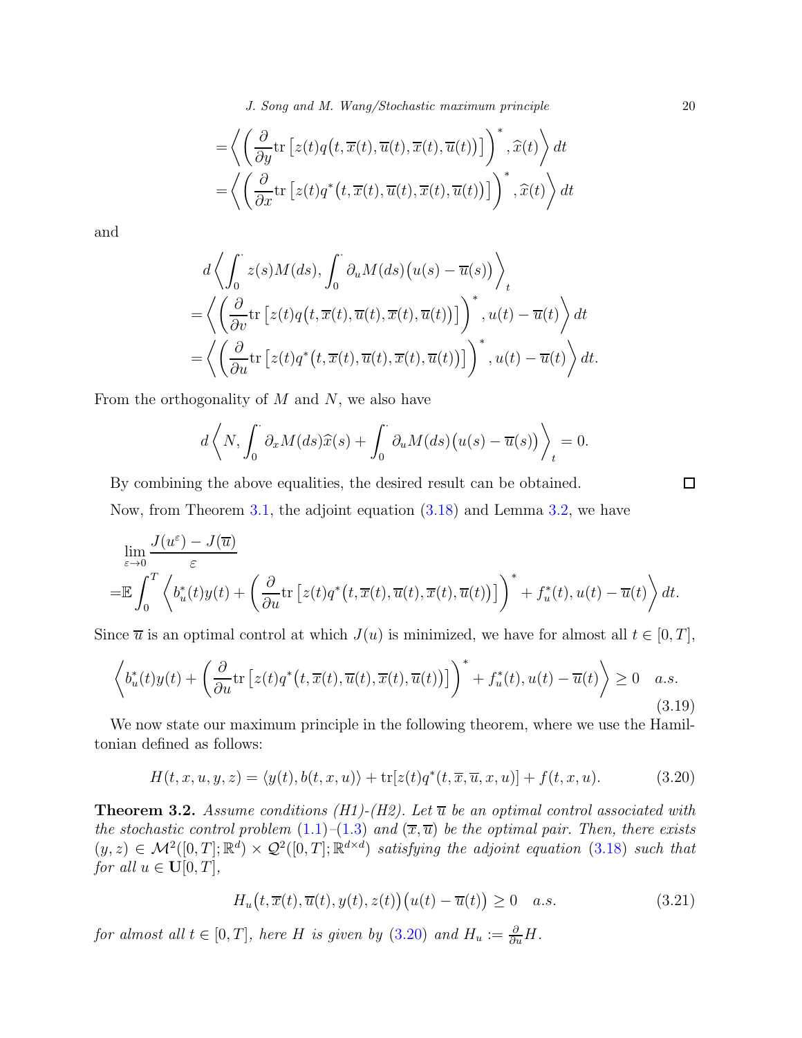$$
\begin{aligned}
&= \left\langle \left( \frac{\partial}{\partial y} \mathrm{tr}\left[ z(t) q\big(t, \overline{x}(t), \overline{u}(t), \overline{x}(t), \overline{u}(t)\big) \right] \right)^*, \widehat{x}(t) \right\rangle dt \\
&= \left\langle \left( \frac{\partial}{\partial x} \mathrm{tr}\left[ z(t) q^*\big(t, \overline{x}(t), \overline{u}(t), \overline{x}(t), \overline{u}(t)\big) \right] \right)^*, \widehat{x}(t) \right\rangle dt
\end{aligned}
$$

and

$$
\begin{aligned}
& d \left\langle \int_0^\cdot z(s) M(ds), \int_0^\cdot \partial_u M(ds)\big(u(s) - \overline{u}(s)\big) \right\rangle_t \\
&= \left\langle \left( \frac{\partial}{\partial v} \mathrm{tr}\left[ z(t) q\big(t, \overline{x}(t), \overline{u}(t), \overline{x}(t), \overline{u}(t)\big) \right] \right)^*, u(t) - \overline{u}(t) \right\rangle dt \\
&= \left\langle \left( \frac{\partial}{\partial u} \mathrm{tr}\left[ z(t) q^*\big(t, \overline{x}(t), \overline{u}(t), \overline{x}(t), \overline{u}(t)\big) \right] \right)^*, u(t) - \overline{u}(t) \right\rangle dt.
\end{aligned}
$$

From the orthogonality of $M$ and $N$, we also have

$$
d \left\langle N, \int_0^\cdot \partial_x M(ds) \widehat{x}(s) + \int_0^\cdot \partial_u M(ds)\big(u(s) - \overline{u}(s)\big) \right\rangle_t = 0.
$$

By combining the above equalities, the desired result can be obtained. □

Now, from Theorem 3.1, the adjoint equation (3.18) and Lemma 3.2, we have

$$
\begin{aligned}
& \lim_{\varepsilon \to 0} \frac{J(u^\varepsilon) - J(\overline{u})}{\varepsilon} \\
=& \mathbb{E} \int_0^T \left\langle b_u^*(t) y(t) + \left( \frac{\partial}{\partial u} \mathrm{tr}\left[ z(t) q^*\big(t, \overline{x}(t), \overline{u}(t), \overline{x}(t), \overline{u}(t)\big) \right] \right)^* + f_u^*(t), u(t) - \overline{u}(t) \right\rangle dt.
\end{aligned}
$$

Since $\overline{u}$ is an optimal control at which $J(u)$ is minimized, we have for almost all $t \in [0, T]$,

$$
\left\langle b_u^*(t) y(t) + \left( \frac{\partial}{\partial u} \mathrm{tr}\left[ z(t) q^*\big(t, \overline{x}(t), \overline{u}(t), \overline{x}(t), \overline{u}(t)\big) \right] \right)^* + f_u^*(t), u(t) - \overline{u}(t) \right\rangle \geq 0 \quad a.s. \tag{3.19}
$$

We now state our maximum principle in the following theorem, where we use the Hamiltonian defined as follows:

$$
H(t, x, u, y, z) = \langle y(t), b(t, x, u) \rangle + \mathrm{tr}[z(t) q^*(t, \overline{x}, \overline{u}, x, u)] + f(t, x, u). \tag{3.20}
$$

**Theorem 3.2.** *Assume conditions (H1)-(H2). Let $\overline{u}$ be an optimal control associated with the stochastic control problem (1.1)–(1.3) and $(\overline{x}, \overline{u})$ be the optimal pair. Then, there exists $(y, z) \in \mathcal{M}^2([0, T]; \mathbb{R}^d) \times \mathcal{Q}^2([0, T]; \mathbb{R}^{d \times d})$ satisfying the adjoint equation (3.18) such that for all $u \in \mathbf{U}[0, T]$,*

$$
H_u\big(t, \overline{x}(t), \overline{u}(t), y(t), z(t)\big)\big(u(t) - \overline{u}(t)\big) \geq 0 \quad a.s. \tag{3.21}
$$

*for almost all $t \in [0, T]$, here $H$ is given by (3.20) and $H_u := \frac{\partial}{\partial u} H$.*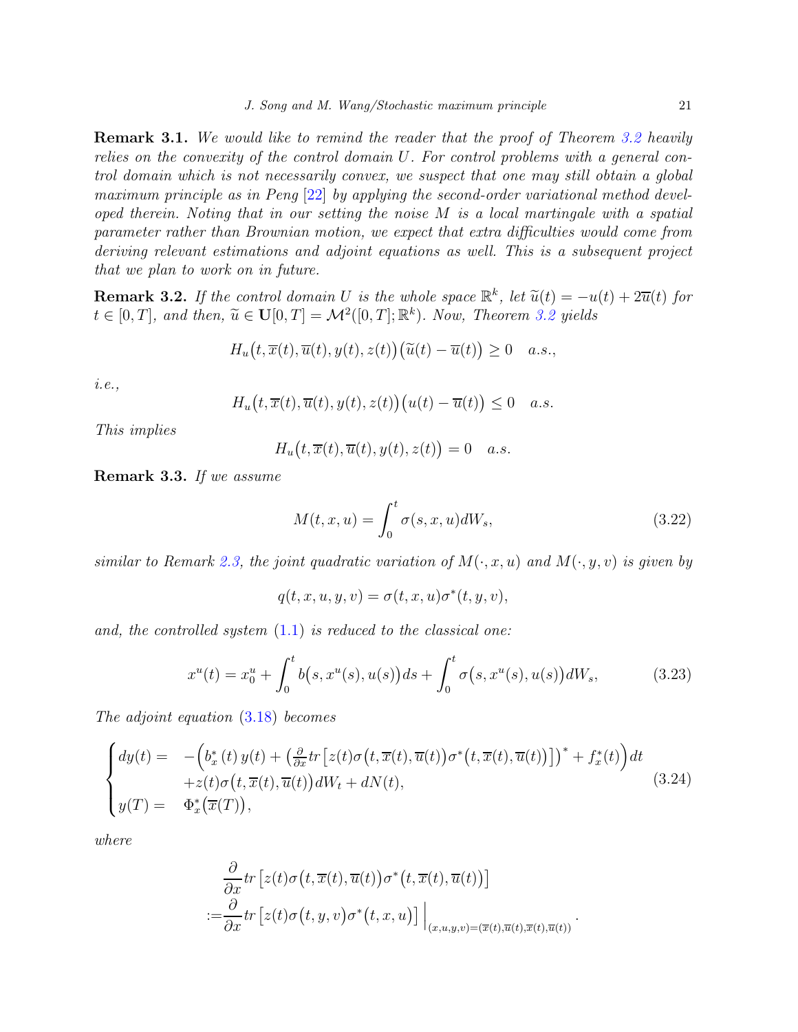**Remark 3.1.** *We would like to remind the reader that the proof of Theorem 3.2 heavily relies on the convexity of the control domain $U$. For control problems with a general control domain which is not necessarily convex, we suspect that one may still obtain a global maximum principle as in Peng [22] by applying the second-order variational method developed therein. Noting that in our setting the noise $M$ is a local martingale with a spatial parameter rather than Brownian motion, we expect that extra difficulties would come from deriving relevant estimations and adjoint equations as well. This is a subsequent project that we plan to work on in future.*

**Remark 3.2.** *If the control domain $U$ is the whole space $\mathbb{R}^k$, let $\widetilde{u}(t) = -u(t) + 2\overline{u}(t)$ for $t \in [0,T]$, and then, $\widetilde{u} \in \mathbf{U}[0,T] = \mathcal{M}^2([0,T];\mathbb{R}^k)$. Now, Theorem 3.2 yields*

$$
H_u\big(t, \overline{x}(t), \overline{u}(t), y(t), z(t)\big)\big(\widetilde{u}(t) - \overline{u}(t)\big) \geq 0 \quad a.s.,
$$

*i.e.,*

$$
H_u\big(t, \overline{x}(t), \overline{u}(t), y(t), z(t)\big)\big(u(t) - \overline{u}(t)\big) \leq 0 \quad a.s.
$$

*This implies*

$$
H_u\big(t, \overline{x}(t), \overline{u}(t), y(t), z(t)\big) = 0 \quad a.s.
$$

**Remark 3.3.** *If we assume*

$$
M(t,x,u) = \int_0^t \sigma(s,x,u)dW_s, \tag{3.22}
$$

*similar to Remark 2.3, the joint quadratic variation of $M(\cdot,x,u)$ and $M(\cdot,y,v)$ is given by*

$$
q(t,x,u,y,v) = \sigma(t,x,u)\sigma^*(t,y,v),
$$

*and, the controlled system (1.1) is reduced to the classical one:*

$$
x^u(t) = x_0^u + \int_0^t b\big(s, x^u(s), u(s)\big)ds + \int_0^t \sigma\big(s, x^u(s), u(s)\big)dW_s, \tag{3.23}
$$

*The adjoint equation (3.18) becomes*

$$
\begin{cases}
dy(t) = & -\Big(b_x^*\,(t)\,y(t) + \big(\frac{\partial}{\partial x} tr\big[z(t)\sigma\big(t,\overline{x}(t),\overline{u}(t)\big)\sigma^*\big(t,\overline{x}(t),\overline{u}(t)\big)\big]\big)^* + f_x^*(t)\Big)dt \\
& + z(t)\sigma\big(t,\overline{x}(t),\overline{u}(t)\big)dW_t + dN(t), \\
y(T) = & \Phi_x^*\big(\overline{x}(T)\big),
\end{cases} \tag{3.24}
$$

*where*

$$
\begin{aligned}
&\frac{\partial}{\partial x} tr\big[z(t)\sigma\big(t,\overline{x}(t),\overline{u}(t)\big)\sigma^*\big(t,\overline{x}(t),\overline{u}(t)\big)\big] \\
:=& \frac{\partial}{\partial x} tr\big[z(t)\sigma\big(t,y,v\big)\sigma^*\big(t,x,u\big)\big]\,\Big|_{(x,u,y,v)=(\overline{x}(t),\overline{u}(t),\overline{x}(t),\overline{u}(t))}.
\end{aligned}
$$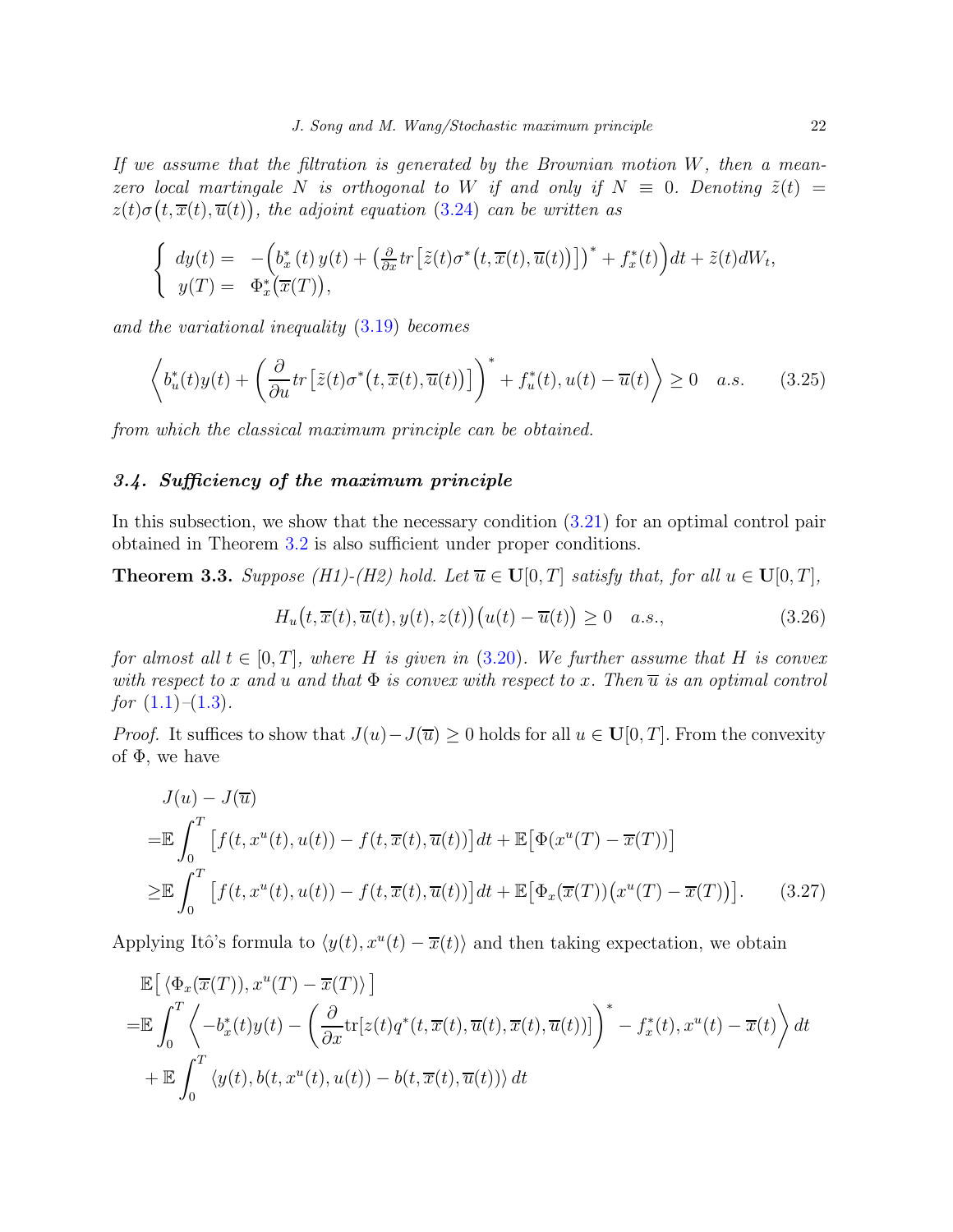*If we assume that the filtration is generated by the Brownian motion $W$, then a mean-zero local martingale $N$ is orthogonal to $W$ if and only if $N \equiv 0$. Denoting $\tilde{z}(t) = z(t)\sigma\big(t, \overline{x}(t), \overline{u}(t)\big)$, the adjoint equation (3.24) can be written as*

$$
\begin{cases} dy(t) = & -\Big(b_x^*(t)\, y(t) + \big(\frac{\partial}{\partial x} tr\big[\tilde{z}(t)\sigma^*\big(t, \overline{x}(t), \overline{u}(t)\big)\big]\big)^* + f_x^*(t)\Big)dt + \tilde{z}(t)dW_t, \\ y(T) = & \Phi_x^*\big(\overline{x}(T)\big), \end{cases}
$$

*and the variational inequality (3.19) becomes*

$$
\left\langle b_u^*(t)y(t) + \left(\frac{\partial}{\partial u} tr\big[\tilde{z}(t)\sigma^*\big(t, \overline{x}(t), \overline{u}(t)\big)\big]\right)^* + f_u^*(t), u(t) - \overline{u}(t)\right\rangle \geq 0 \quad a.s. \tag{3.25}
$$

*from which the classical maximum principle can be obtained.*

### 3.4. Sufficiency of the maximum principle

In this subsection, we show that the necessary condition (3.21) for an optimal control pair obtained in Theorem 3.2 is also sufficient under proper conditions.

**Theorem 3.3.** *Suppose (H1)-(H2) hold. Let $\overline{u} \in \mathbf{U}[0,T]$ satisfy that, for all $u \in \mathbf{U}[0,T]$,*

$$
H_u\big(t, \overline{x}(t), \overline{u}(t), y(t), z(t)\big)\big(u(t) - \overline{u}(t)\big) \geq 0 \quad a.s., \tag{3.26}
$$

*for almost all $t \in [0,T]$, where $H$ is given in (3.20). We further assume that $H$ is convex with respect to $x$ and $u$ and that $\Phi$ is convex with respect to $x$. Then $\overline{u}$ is an optimal control for (1.1)–(1.3).*

*Proof.* It suffices to show that $J(u) - J(\overline{u}) \geq 0$ holds for all $u \in \mathbf{U}[0,T]$. From the convexity of $\Phi$, we have

$$
\begin{aligned}
& J(u) - J(\overline{u}) \\
=& \mathbb{E}\int_0^T \big[f(t, x^u(t), u(t)) - f(t, \overline{x}(t), \overline{u}(t))\big]dt + \mathbb{E}\big[\Phi(x^u(T) - \overline{x}(T))\big] \\
\geq& \mathbb{E}\int_0^T \big[f(t, x^u(t), u(t)) - f(t, \overline{x}(t), \overline{u}(t))\big]dt + \mathbb{E}\big[\Phi_x(\overline{x}(T))\big(x^u(T) - \overline{x}(T)\big)\big].
\end{aligned} \tag{3.27}
$$

Applying Itô's formula to $\langle y(t), x^u(t) - \overline{x}(t)\rangle$ and then taking expectation, we obtain

$$
\begin{aligned}
& \mathbb{E}\big[\,\langle \Phi_x(\overline{x}(T)), x^u(T) - \overline{x}(T)\rangle\,\big] \\
=& \mathbb{E}\int_0^T \left\langle -b_x^*(t)y(t) - \left(\frac{\partial}{\partial x}\mathrm{tr}[z(t)q^*(t, \overline{x}(t), \overline{u}(t), \overline{x}(t), \overline{u}(t))]\right)^* - f_x^*(t), x^u(t) - \overline{x}(t)\right\rangle dt \\
& + \mathbb{E}\int_0^T \langle y(t), b(t, x^u(t), u(t)) - b(t, \overline{x}(t), \overline{u}(t))\rangle\, dt
\end{aligned}
$$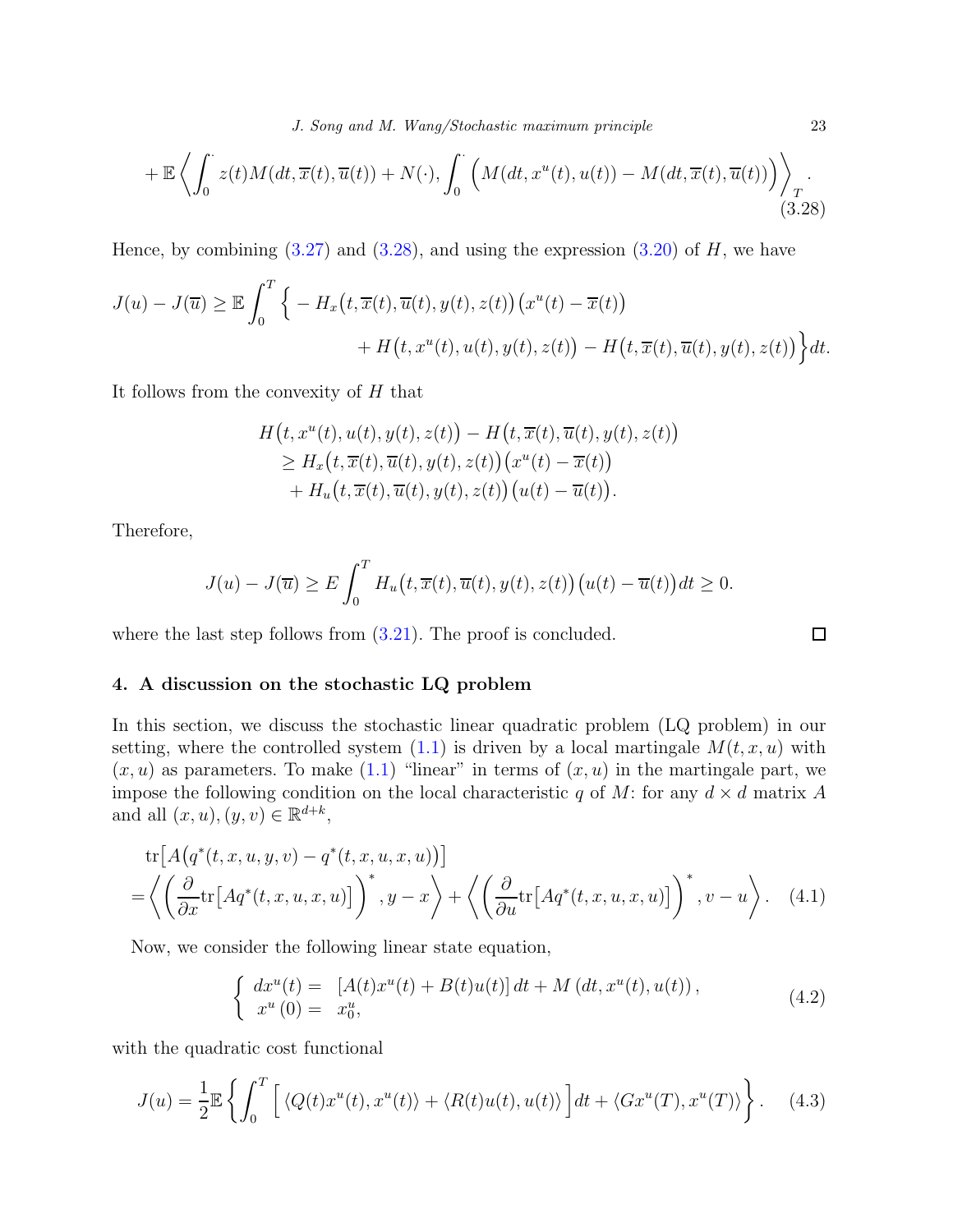$$
+\mathbb{E}\left\langle \int_0^{\cdot} z(t)M(dt,\overline{x}(t),\overline{u}(t)) + N(\cdot), \int_0^{\cdot} \Big(M(dt,x^u(t),u(t)) - M(dt,\overline{x}(t),\overline{u}(t))\Big)\right\rangle_T . \tag{3.28}
$$

Hence, by combining (3.27) and (3.28), and using the expression (3.20) of $H$, we have

$$
\begin{aligned}
J(u) - J(\overline{u}) \geq \mathbb{E}\int_0^T \Big\{ &- H_x\big(t,\overline{x}(t),\overline{u}(t),y(t),z(t)\big)\big(x^u(t)-\overline{x}(t)\big) \\
&+ H\big(t,x^u(t),u(t),y(t),z(t)\big) - H\big(t,\overline{x}(t),\overline{u}(t),y(t),z(t)\big)\Big\}dt.
\end{aligned}
$$

It follows from the convexity of $H$ that

$$
\begin{aligned}
&H\big(t,x^u(t),u(t),y(t),z(t)\big) - H\big(t,\overline{x}(t),\overline{u}(t),y(t),z(t)\big) \\
&\quad \geq H_x\big(t,\overline{x}(t),\overline{u}(t),y(t),z(t)\big)\big(x^u(t)-\overline{x}(t)\big) \\
&\quad\ \ + H_u\big(t,\overline{x}(t),\overline{u}(t),y(t),z(t)\big)\big(u(t)-\overline{u}(t)\big).
\end{aligned}
$$

Therefore,

$$
J(u) - J(\overline{u}) \geq E\int_0^T H_u\big(t,\overline{x}(t),\overline{u}(t),y(t),z(t)\big)\big(u(t)-\overline{u}(t)\big)dt \geq 0.
$$

where the last step follows from (3.21). The proof is concluded. □

## 4. A discussion on the stochastic LQ problem

In this section, we discuss the stochastic linear quadratic problem (LQ problem) in our setting, where the controlled system (1.1) is driven by a local martingale $M(t,x,u)$ with $(x,u)$ as parameters. To make (1.1) "linear" in terms of $(x,u)$ in the martingale part, we impose the following condition on the local characteristic $q$ of $M$: for any $d\times d$ matrix $A$ and all $(x,u),(y,v)\in\mathbb{R}^{d+k}$,

$$
\begin{aligned}
&\mathrm{tr}\big[A\big(q^*(t,x,u,y,v) - q^*(t,x,u,x,u)\big)\big] \\
&= \left\langle \left(\frac{\partial}{\partial x}\mathrm{tr}\big[Aq^*(t,x,u,x,u)\big]\right)^*, y-x\right\rangle + \left\langle \left(\frac{\partial}{\partial u}\mathrm{tr}\big[Aq^*(t,x,u,x,u)\big]\right)^*, v-u\right\rangle .
\end{aligned} \tag{4.1}
$$

Now, we consider the following linear state equation,

$$
\begin{cases}
dx^u(t) = & [A(t)x^u(t) + B(t)u(t)]\,dt + M\left(dt, x^u(t), u(t)\right), \\
x^u\left(0\right) = & x_0^u,
\end{cases} \tag{4.2}
$$

with the quadratic cost functional

$$
J(u) = \frac{1}{2}\mathbb{E}\left\{\int_0^T \Big[\, \langle Q(t)x^u(t), x^u(t)\rangle + \langle R(t)u(t),u(t)\rangle \Big]dt + \langle Gx^u(T), x^u(T)\rangle\right\}. \tag{4.3}
$$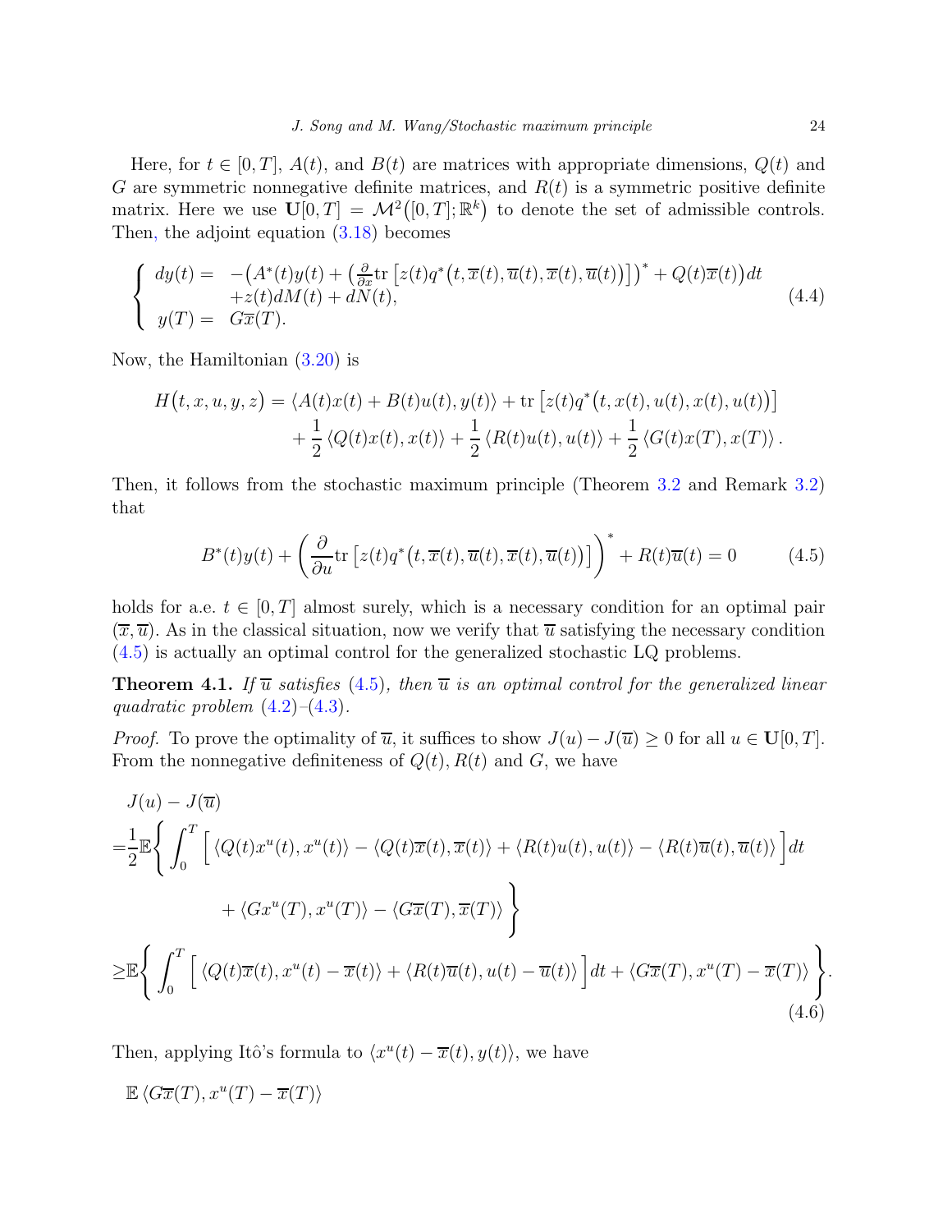Here, for $t \in [0,T]$, $A(t)$, and $B(t)$ are matrices with appropriate dimensions, $Q(t)$ and $G$ are symmetric nonnegative definite matrices, and $R(t)$ is a symmetric positive definite matrix. Here we use $\mathbf{U}[0,T] = \mathcal{M}^2\big([0,T];\mathbb{R}^k\big)$ to denote the set of admissible controls. Then, the adjoint equation (3.18) becomes

$$
\left\{
\begin{array}{ll}
dy(t) = & -\big(A^*(t)y(t) + \big(\frac{\partial}{\partial x}\mathrm{tr}\left[z(t)q^*\big(t,\overline{x}(t),\overline{u}(t),\overline{x}(t),\overline{u}(t)\big)\right]\big)^* + Q(t)\overline{x}(t)\big)dt \\
& +z(t)dM(t) + dN(t), \\
y(T) = & G\overline{x}(T).
\end{array}
\right.
\tag{4.4}
$$

Now, the Hamiltonian (3.20) is

$$
\begin{aligned}
H\big(t,x,u,y,z\big) = & \left\langle A(t)x(t) + B(t)u(t), y(t)\right\rangle + \mathrm{tr}\left[z(t)q^*\big(t,x(t),u(t),x(t),u(t)\big)\right] \\
& + \frac{1}{2}\left\langle Q(t)x(t),x(t)\right\rangle + \frac{1}{2}\left\langle R(t)u(t),u(t)\right\rangle + \frac{1}{2}\left\langle G(t)x(T),x(T)\right\rangle.
\end{aligned}
$$

Then, it follows from the stochastic maximum principle (Theorem 3.2 and Remark 3.2) that

$$
B^*(t)y(t) + \left(\frac{\partial}{\partial u}\mathrm{tr}\left[z(t)q^*\big(t,\overline{x}(t),\overline{u}(t),\overline{x}(t),\overline{u}(t)\big)\right]\right)^* + R(t)\overline{u}(t) = 0 \tag{4.5}
$$

holds for a.e. $t \in [0,T]$ almost surely, which is a necessary condition for an optimal pair $(\overline{x},\overline{u})$. As in the classical situation, now we verify that $\overline{u}$ satisfying the necessary condition (4.5) is actually an optimal control for the generalized stochastic LQ problems.

**Theorem 4.1.** *If $\overline{u}$ satisfies (4.5), then $\overline{u}$ is an optimal control for the generalized linear quadratic problem (4.2)–(4.3).*

*Proof.* To prove the optimality of $\overline{u}$, it suffices to show $J(u) - J(\overline{u}) \geq 0$ for all $u \in \mathbf{U}[0,T]$. From the nonnegative definiteness of $Q(t), R(t)$ and $G$, we have

$$
\begin{aligned}
& J(u) - J(\overline{u}) \\
= & \frac{1}{2}\mathbb{E}\Bigg\{\int_0^T \Big[\left\langle Q(t)x^u(t),x^u(t)\right\rangle - \left\langle Q(t)\overline{x}(t),\overline{x}(t)\right\rangle + \left\langle R(t)u(t),u(t)\right\rangle - \left\langle R(t)\overline{u}(t),\overline{u}(t)\right\rangle\Big]dt \\
& \qquad + \left\langle Gx^u(T),x^u(T)\right\rangle - \left\langle G\overline{x}(T),\overline{x}(T)\right\rangle\Bigg\} \\
\geq & \mathbb{E}\Bigg\{\int_0^T \Big[\left\langle Q(t)\overline{x}(t),x^u(t)-\overline{x}(t)\right\rangle + \left\langle R(t)\overline{u}(t),u(t)-\overline{u}(t)\right\rangle\Big]dt + \left\langle G\overline{x}(T),x^u(T)-\overline{x}(T)\right\rangle\Bigg\}.
\end{aligned}
\tag{4.6}
$$

Then, applying Itô's formula to $\langle x^u(t) - \overline{x}(t), y(t)\rangle$, we have

$$
\mathbb{E}\left\langle G\overline{x}(T), x^u(T) - \overline{x}(T)\right\rangle
$$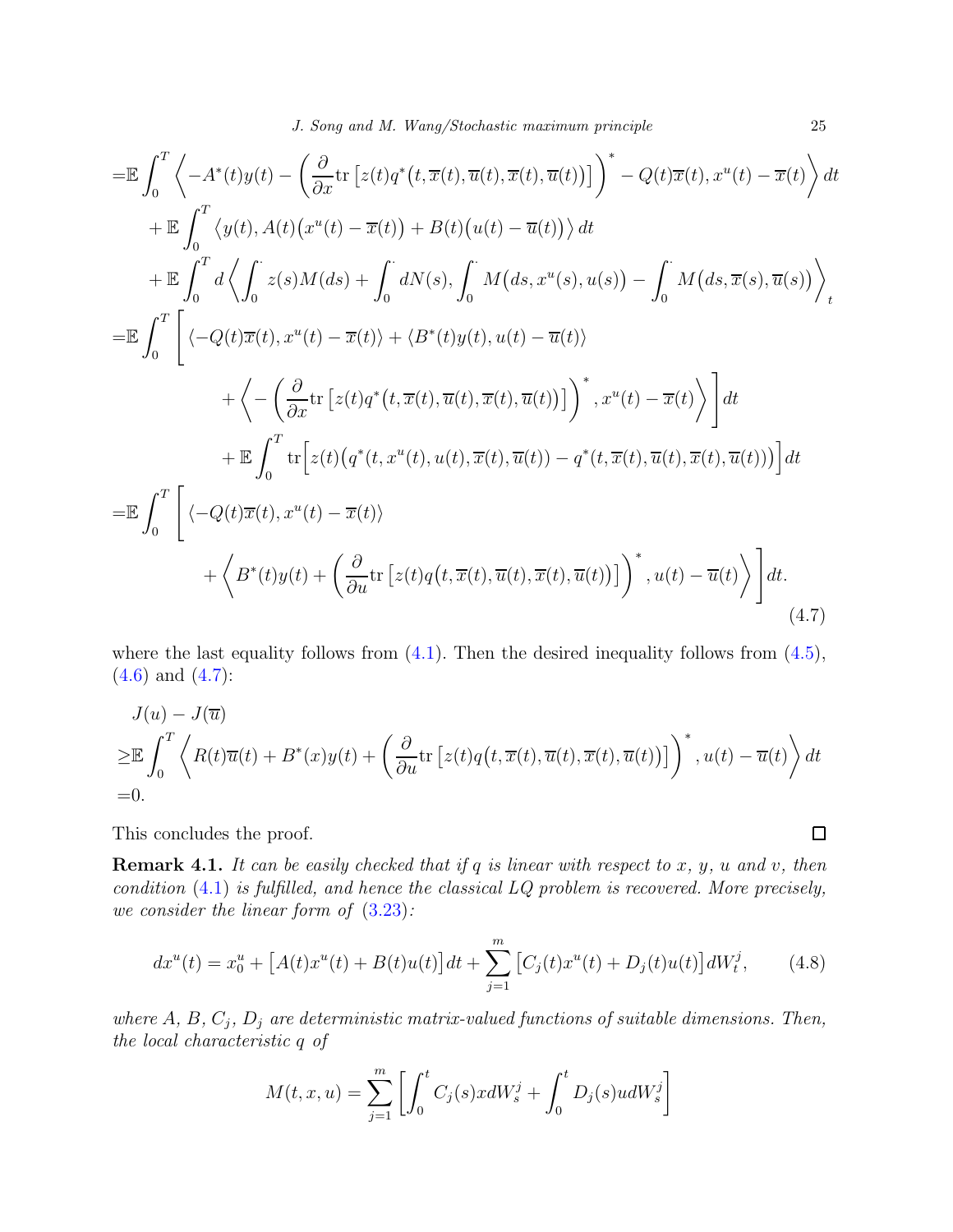$$
\begin{aligned}
=&\mathbb{E}\int_0^T \left\langle -A^*(t)y(t) - \left(\frac{\partial}{\partial x}\mathrm{tr}\left[z(t)q^*\big(t,\overline{x}(t),\overline{u}(t),\overline{x}(t),\overline{u}(t)\big)\right]\right)^* - Q(t)\overline{x}(t), x^u(t)-\overline{x}(t)\right\rangle dt\\
&+\mathbb{E}\int_0^T \left\langle y(t), A(t)\big(x^u(t)-\overline{x}(t)\big)+B(t)\big(u(t)-\overline{u}(t)\big)\right\rangle dt\\
&+\mathbb{E}\int_0^T d\left\langle \int_0^\cdot z(s)M(ds)+\int_0^\cdot dN(s), \int_0^\cdot M\big(ds,x^u(s),u(s)\big)-\int_0^\cdot M\big(ds,\overline{x}(s),\overline{u}(s)\big)\right\rangle_t\\
=&\mathbb{E}\int_0^T \Bigg[\langle -Q(t)\overline{x}(t), x^u(t)-\overline{x}(t)\rangle + \langle B^*(t)y(t), u(t)-\overline{u}(t)\rangle\\
&\qquad + \left\langle -\left(\frac{\partial}{\partial x}\mathrm{tr}\left[z(t)q^*\big(t,\overline{x}(t),\overline{u}(t),\overline{x}(t),\overline{u}(t)\big)\right]\right)^*, x^u(t)-\overline{x}(t)\right\rangle\Bigg]dt\\
&\qquad + \mathbb{E}\int_0^T \mathrm{tr}\Big[z(t)\big(q^*(t,x^u(t),u(t),\overline{x}(t),\overline{u}(t)) - q^*(t,\overline{x}(t),\overline{u}(t),\overline{x}(t),\overline{u}(t))\big)\Big]dt\\
=&\mathbb{E}\int_0^T \Bigg[\langle -Q(t)\overline{x}(t), x^u(t)-\overline{x}(t)\rangle\\
&\qquad + \left\langle B^*(t)y(t) + \left(\frac{\partial}{\partial u}\mathrm{tr}\left[z(t)q\big(t,\overline{x}(t),\overline{u}(t),\overline{x}(t),\overline{u}(t)\big)\right]\right)^*, u(t)-\overline{u}(t)\right\rangle\Bigg]dt.
\end{aligned}
\tag{4.7}
$$

where the last equality follows from (4.1). Then the desired inequality follows from (4.5), (4.6) and (4.7):

$$
\begin{aligned}
&J(u)-J(\overline{u})\\
\geq&\mathbb{E}\int_0^T \left\langle R(t)\overline{u}(t) + B^*(x)y(t) + \left(\frac{\partial}{\partial u}\mathrm{tr}\left[z(t)q\big(t,\overline{x}(t),\overline{u}(t),\overline{x}(t),\overline{u}(t)\big)\right]\right)^*, u(t)-\overline{u}(t)\right\rangle dt\\
=&0.
\end{aligned}
$$

This concludes the proof. □

**Remark 4.1.** *It can be easily checked that if $q$ is linear with respect to $x$, $y$, $u$ and $v$, then condition (4.1) is fulfilled, and hence the classical LQ problem is recovered. More precisely, we consider the linear form of (3.23):*

$$
dx^u(t) = x_0^u + \big[A(t)x^u(t) + B(t)u(t)\big]dt + \sum_{j=1}^m \big[C_j(t)x^u(t) + D_j(t)u(t)\big]dW_t^j, \tag{4.8}
$$

*where $A$, $B$, $C_j$, $D_j$ are deterministic matrix-valued functions of suitable dimensions. Then, the local characteristic $q$ of*

$$
M(t,x,u) = \sum_{j=1}^m \left[\int_0^t C_j(s)x\,dW_s^j + \int_0^t D_j(s)u\,dW_s^j\right]
$$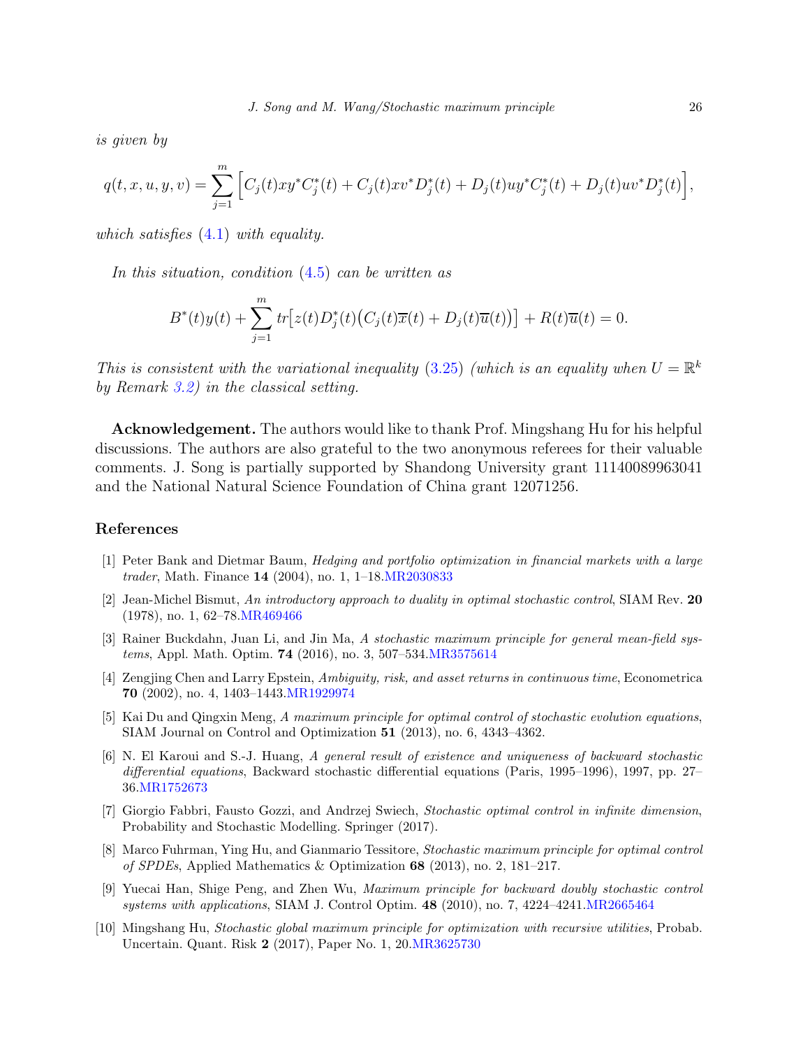*is given by*

$$q(t,x,u,y,v) = \sum_{j=1}^{m} \Big[ C_j(t) x y^* C_j^*(t) + C_j(t) x v^* D_j^*(t) + D_j(t) u y^* C_j^*(t) + D_j(t) u v^* D_j^*(t) \Big],$$

*which satisfies* (4.1) *with equality.*

*In this situation, condition* (4.5) *can be written as*

$$B^*(t) y(t) + \sum_{j=1}^{m} tr\big[ z(t) D_j^*(t) \big( C_j(t)\overline{x}(t) + D_j(t)\overline{u}(t) \big) \big] + R(t)\overline{u}(t) = 0.$$

*This is consistent with the variational inequality* (3.25) *(which is an equality when $U = \mathbb{R}^k$ by Remark 3.2) in the classical setting.*

**Acknowledgement.** The authors would like to thank Prof. Mingshang Hu for his helpful discussions. The authors are also grateful to the two anonymous referees for their valuable comments. J. Song is partially supported by Shandong University grant 11140089963041 and the National Natural Science Foundation of China grant 12071256.

## References

[1] Peter Bank and Dietmar Baum, *Hedging and portfolio optimization in financial markets with a large trader*, Math. Finance **14** (2004), no. 1, 1–18.MR2030833

[2] Jean-Michel Bismut, *An introductory approach to duality in optimal stochastic control*, SIAM Rev. **20** (1978), no. 1, 62–78.MR469466

[3] Rainer Buckdahn, Juan Li, and Jin Ma, *A stochastic maximum principle for general mean-field systems*, Appl. Math. Optim. **74** (2016), no. 3, 507–534.MR3575614

[4] Zengjing Chen and Larry Epstein, *Ambiguity, risk, and asset returns in continuous time*, Econometrica **70** (2002), no. 4, 1403–1443.MR1929974

[5] Kai Du and Qingxin Meng, *A maximum principle for optimal control of stochastic evolution equations*, SIAM Journal on Control and Optimization **51** (2013), no. 6, 4343–4362.

[6] N. El Karoui and S.-J. Huang, *A general result of existence and uniqueness of backward stochastic differential equations*, Backward stochastic differential equations (Paris, 1995–1996), 1997, pp. 27–36.MR1752673

[7] Giorgio Fabbri, Fausto Gozzi, and Andrzej Swiech, *Stochastic optimal control in infinite dimension*, Probability and Stochastic Modelling. Springer (2017).

[8] Marco Fuhrman, Ying Hu, and Gianmario Tessitore, *Stochastic maximum principle for optimal control of SPDEs*, Applied Mathematics & Optimization **68** (2013), no. 2, 181–217.

[9] Yuecai Han, Shige Peng, and Zhen Wu, *Maximum principle for backward doubly stochastic control systems with applications*, SIAM J. Control Optim. **48** (2010), no. 7, 4224–4241.MR2665464

[10] Mingshang Hu, *Stochastic global maximum principle for optimization with recursive utilities*, Probab. Uncertain. Quant. Risk **2** (2017), Paper No. 1, 20.MR3625730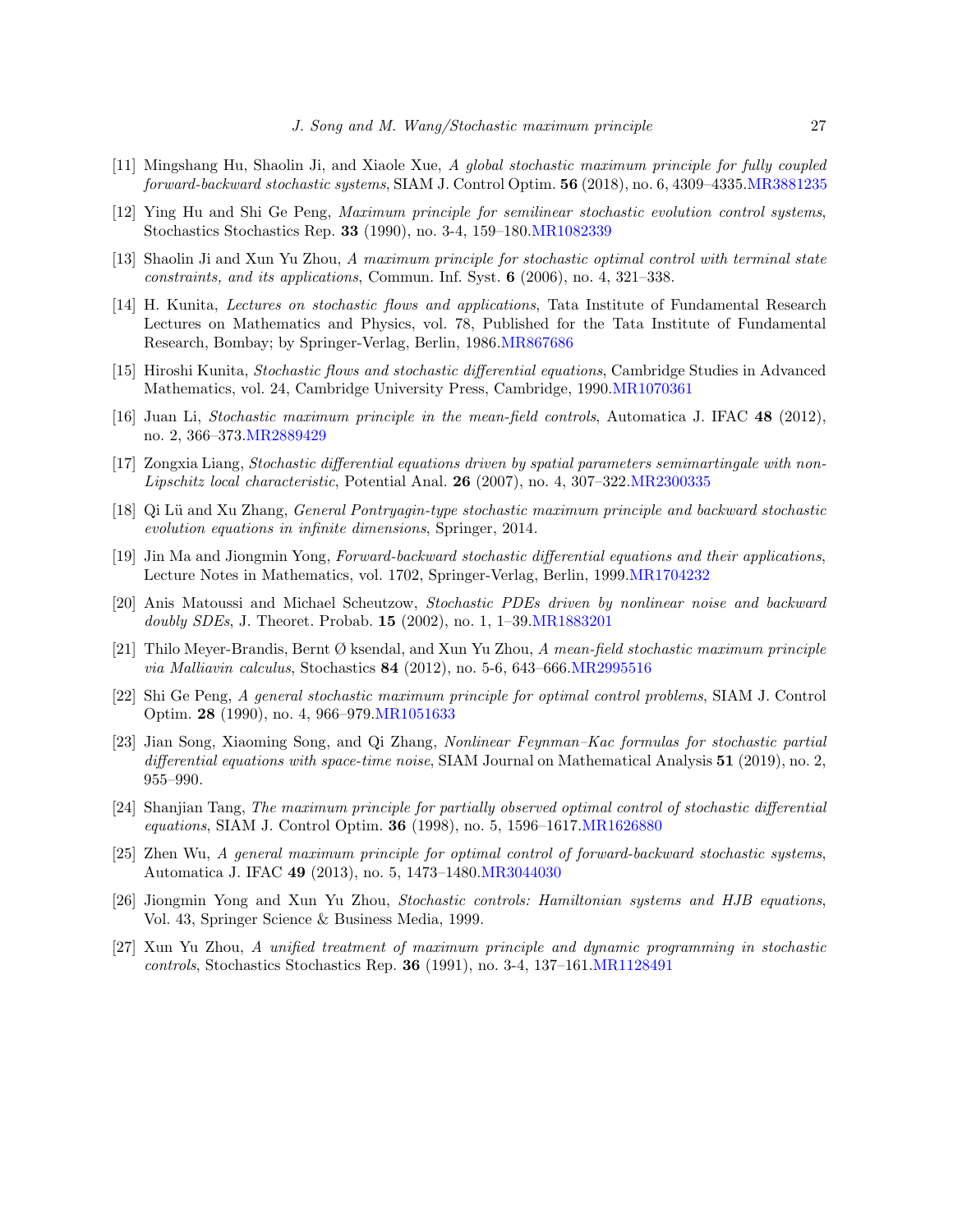[11] Mingshang Hu, Shaolin Ji, and Xiaole Xue, *A global stochastic maximum principle for fully coupled forward-backward stochastic systems*, SIAM J. Control Optim. **56** (2018), no. 6, 4309–4335.MR3881235

[12] Ying Hu and Shi Ge Peng, *Maximum principle for semilinear stochastic evolution control systems*, Stochastics Stochastics Rep. **33** (1990), no. 3-4, 159–180.MR1082339

[13] Shaolin Ji and Xun Yu Zhou, *A maximum principle for stochastic optimal control with terminal state constraints, and its applications*, Commun. Inf. Syst. **6** (2006), no. 4, 321–338.

[14] H. Kunita, *Lectures on stochastic flows and applications*, Tata Institute of Fundamental Research Lectures on Mathematics and Physics, vol. 78, Published for the Tata Institute of Fundamental Research, Bombay; by Springer-Verlag, Berlin, 1986.MR867686

[15] Hiroshi Kunita, *Stochastic flows and stochastic differential equations*, Cambridge Studies in Advanced Mathematics, vol. 24, Cambridge University Press, Cambridge, 1990.MR1070361

[16] Juan Li, *Stochastic maximum principle in the mean-field controls*, Automatica J. IFAC **48** (2012), no. 2, 366–373.MR2889429

[17] Zongxia Liang, *Stochastic differential equations driven by spatial parameters semimartingale with non-Lipschitz local characteristic*, Potential Anal. **26** (2007), no. 4, 307–322.MR2300335

[18] Qi Lü and Xu Zhang, *General Pontryagin-type stochastic maximum principle and backward stochastic evolution equations in infinite dimensions*, Springer, 2014.

[19] Jin Ma and Jiongmin Yong, *Forward-backward stochastic differential equations and their applications*, Lecture Notes in Mathematics, vol. 1702, Springer-Verlag, Berlin, 1999.MR1704232

[20] Anis Matoussi and Michael Scheutzow, *Stochastic PDEs driven by nonlinear noise and backward doubly SDEs*, J. Theoret. Probab. **15** (2002), no. 1, 1–39.MR1883201

[21] Thilo Meyer-Brandis, Bernt Ø ksendal, and Xun Yu Zhou, *A mean-field stochastic maximum principle via Malliavin calculus*, Stochastics **84** (2012), no. 5-6, 643–666.MR2995516

[22] Shi Ge Peng, *A general stochastic maximum principle for optimal control problems*, SIAM J. Control Optim. **28** (1990), no. 4, 966–979.MR1051633

[23] Jian Song, Xiaoming Song, and Qi Zhang, *Nonlinear Feynman–Kac formulas for stochastic partial differential equations with space-time noise*, SIAM Journal on Mathematical Analysis **51** (2019), no. 2, 955–990.

[24] Shanjian Tang, *The maximum principle for partially observed optimal control of stochastic differential equations*, SIAM J. Control Optim. **36** (1998), no. 5, 1596–1617.MR1626880

[25] Zhen Wu, *A general maximum principle for optimal control of forward-backward stochastic systems*, Automatica J. IFAC **49** (2013), no. 5, 1473–1480.MR3044030

[26] Jiongmin Yong and Xun Yu Zhou, *Stochastic controls: Hamiltonian systems and HJB equations*, Vol. 43, Springer Science & Business Media, 1999.

[27] Xun Yu Zhou, *A unified treatment of maximum principle and dynamic programming in stochastic controls*, Stochastics Stochastics Rep. **36** (1991), no. 3-4, 137–161.MR1128491